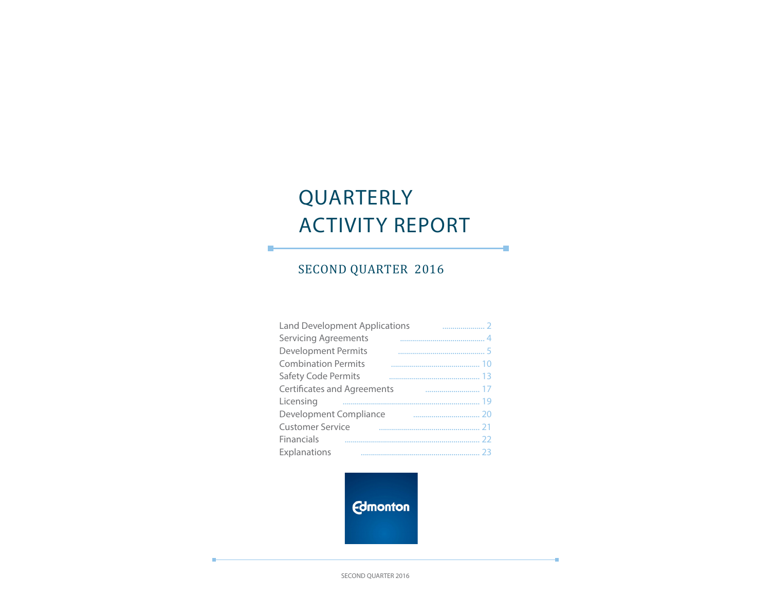# QUARTERLY ACTIVITY REPORT

## SECOND QUARTER 2016

| | |
|---|---|
| Land Development Applications | 2 |
| Servicing Agreements | 4 |
| Development Permits | 5 |
| Combination Permits | 10 |
| Safety Code Permits | 13 |
| Certificates and Agreements | 17 |
| Licensing | 19 |
| Development Compliance | 20 |
| Customer Service | 21 |
| Financials | 22 |
| Explanations | 23 |

Edmonton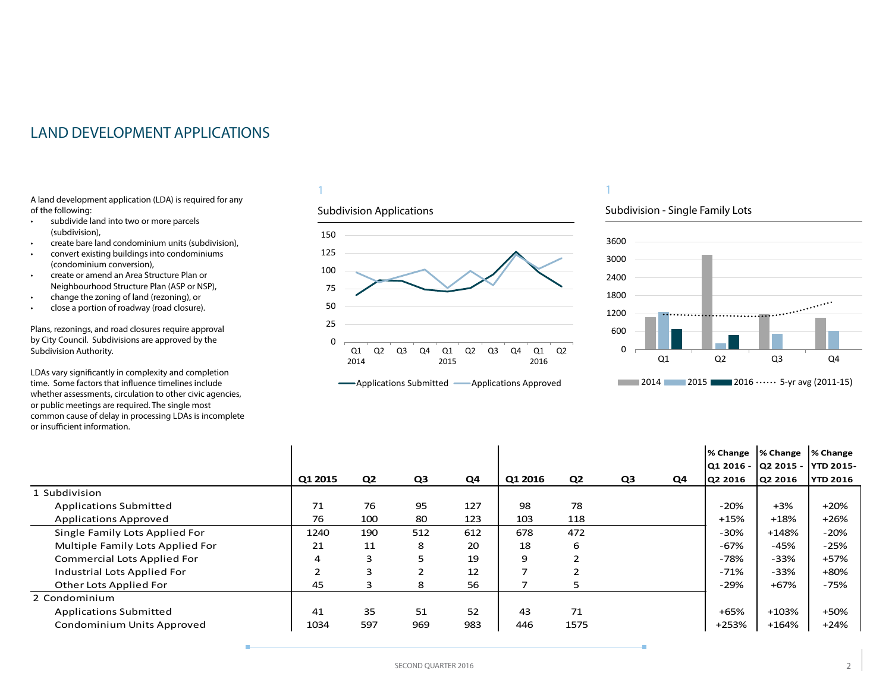# LAND DEVELOPMENT APPLICATIONS

A land development application (LDA) is required for any of the following:

- subdivide land into two or more parcels (subdivision),
- create bare land condominium units (subdivision),
- convert existing buildings into condominiums (condominium conversion),
- create or amend an Area Structure Plan or Neighbourhood Structure Plan (ASP or NSP),
- change the zoning of land (rezoning), or
- close a portion of roadway (road closure).

Plans, rezonings, and road closures require approval by City Council. Subdivisions are approved by the Subdivision Authority.

LDAs vary significantly in complexity and completion time. Some factors that influence timelines include whether assessments, circulation to other civic agencies, or public meetings are required. The single most common cause of delay in processing LDAs is incomplete or insufficient information.

1

Subdivision Applications

Applications Submitted — Applications Approved

1

Subdivision - Single Family Lots

2014 | 2015 | 2016 | 5-yr avg (2011-15)

| | Q1 2015 | Q2 | Q3 | Q4 | Q1 2016 | Q2 | Q3 | Q4 | % Change Q1 2016 - Q2 2016 | % Change Q2 2015 - Q2 2016 | % Change YTD 2015-YTD 2016 |
|---|---|---|---|---|---|---|---|---|---|---|---|
| 1 Subdivision | | | | | | | | | | | |
| Applications Submitted | 71 | 76 | 95 | 127 | 98 | 78 | | | -20% | +3% | +20% |
| Applications Approved | 76 | 100 | 80 | 123 | 103 | 118 | | | +15% | +18% | +26% |
| Single Family Lots Applied For | 1240 | 190 | 512 | 612 | 678 | 472 | | | -30% | +148% | -20% |
| Multiple Family Lots Applied For | 21 | 11 | 8 | 20 | 18 | 6 | | | -67% | -45% | -25% |
| Commercial Lots Applied For | 4 | 3 | 5 | 19 | 9 | 2 | | | -78% | -33% | +57% |
| Industrial Lots Applied For | 2 | 3 | 2 | 12 | 7 | 2 | | | -71% | -33% | +80% |
| Other Lots Applied For | 45 | 3 | 8 | 56 | 7 | 5 | | | -29% | +67% | -75% |
| 2 Condominium | | | | | | | | | | | |
| Applications Submitted | 41 | 35 | 51 | 52 | 43 | 71 | | | +65% | +103% | +50% |
| Condominium Units Approved | 1034 | 597 | 969 | 983 | 446 | 1575 | | | +253% | +164% | +24% |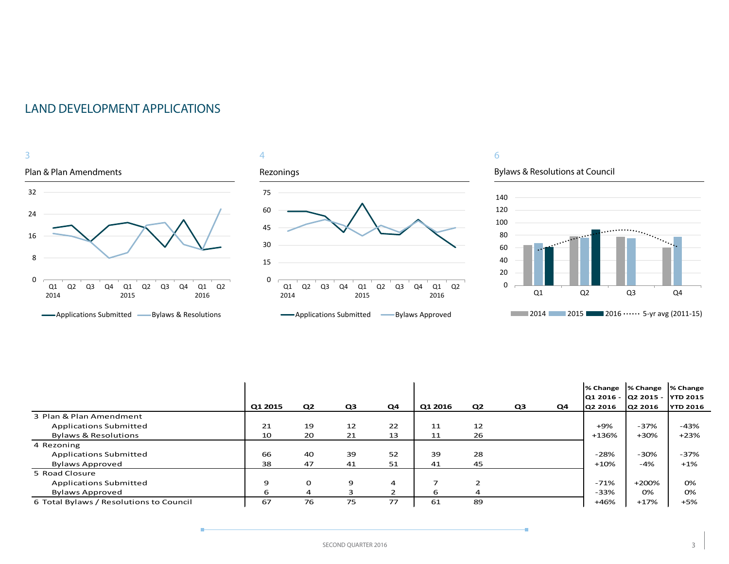## LAND DEVELOPMENT APPLICATIONS

3

Plan & Plan Amendments

4

Rezonings

6

Bylaws & Resolutions at Council

| | Q1 2015 | Q2 | Q3 | Q4 | Q1 2016 | Q2 | Q3 | Q4 | % Change Q1 2016 - Q2 2016 | % Change Q2 2015 - Q2 2016 | % Change YTD 2015 YTD 2016 |
|---|---|---|---|---|---|---|---|---|---|---|---|
| 3 Plan & Plan Amendment | | | | | | | | | | | |
| Applications Submitted | 21 | 19 | 12 | 22 | 11 | 12 | | | +9% | -37% | -43% |
| Bylaws & Resolutions | 10 | 20 | 21 | 13 | 11 | 26 | | | +136% | +30% | +23% |
| 4 Rezoning | | | | | | | | | | | |
| Applications Submitted | 66 | 40 | 39 | 52 | 39 | 28 | | | -28% | -30% | -37% |
| Bylaws Approved | 38 | 47 | 41 | 51 | 41 | 45 | | | +10% | -4% | +1% |
| 5 Road Closure | | | | | | | | | | | |
| Applications Submitted | 9 | 0 | 9 | 4 | 7 | 2 | | | -71% | +200% | 0% |
| Bylaws Approved | 6 | 4 | 3 | 2 | 6 | 4 | | | -33% | 0% | 0% |
| 6 Total Bylaws / Resolutions to Council | 67 | 76 | 75 | 77 | 61 | 89 | | | +46% | +17% | +5% |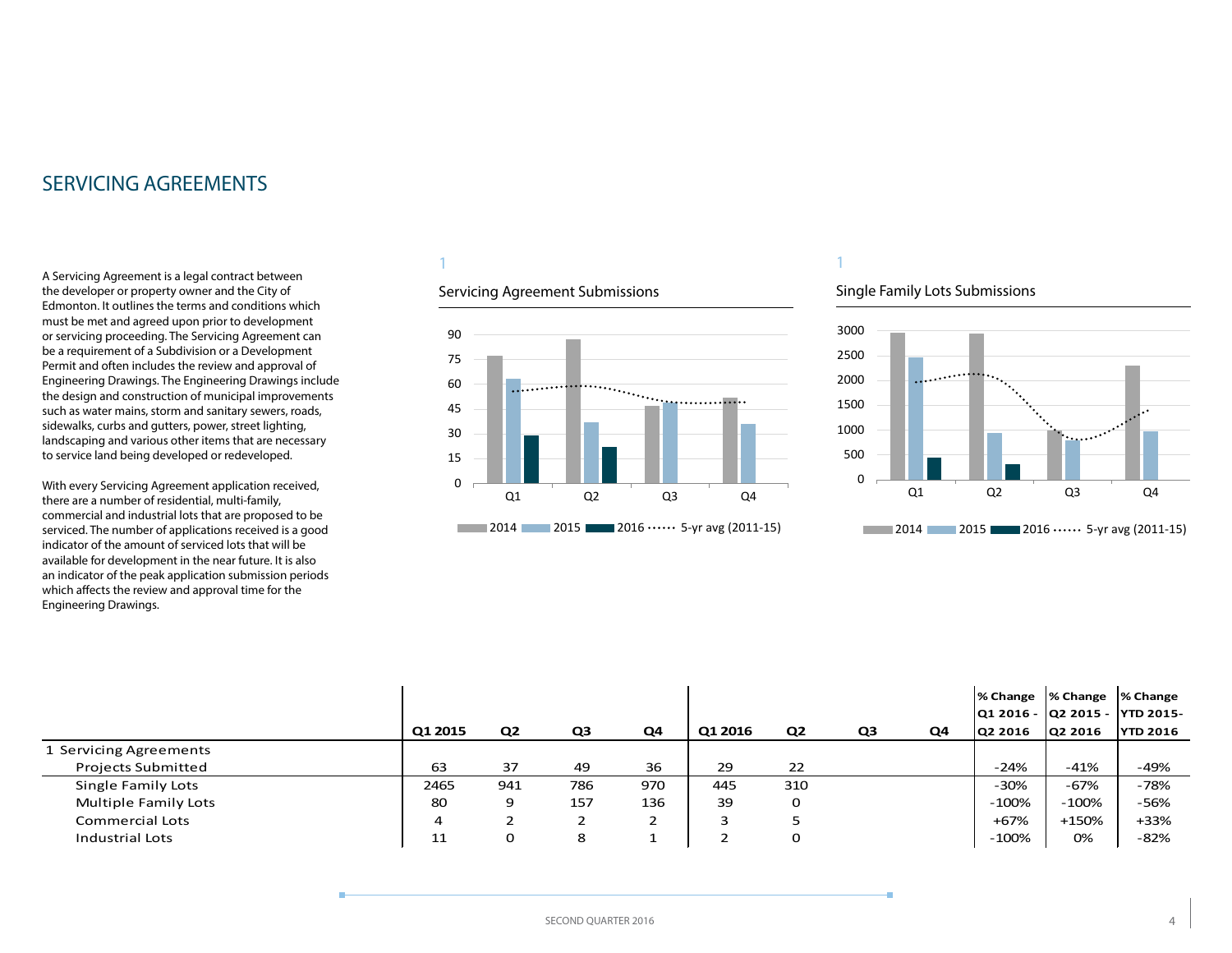# SERVICING AGREEMENTS

A Servicing Agreement is a legal contract between the developer or property owner and the City of Edmonton. It outlines the terms and conditions which must be met and agreed upon prior to development or servicing proceeding. The Servicing Agreement can be a requirement of a Subdivision or a Development Permit and often includes the review and approval of Engineering Drawings. The Engineering Drawings include the design and construction of municipal improvements such as water mains, storm and sanitary sewers, roads, sidewalks, curbs and gutters, power, street lighting, landscaping and various other items that are necessary to service land being developed or redeveloped.

With every Servicing Agreement application received, there are a number of residential, multi-family, commercial and industrial lots that are proposed to be serviced. The number of applications received is a good indicator of the amount of serviced lots that will be available for development in the near future. It is also an indicator of the peak application submission periods which affects the review and approval time for the Engineering Drawings.

1

Servicing Agreement Submissions

1

Single Family Lots Submissions

| | Q1 2015 | Q2 | Q3 | Q4 | Q1 2016 | Q2 | Q3 | Q4 | % Change Q1 2016 - Q2 2016 | % Change Q2 2015 - Q2 2016 | % Change YTD 2015-YTD 2016 |
|---|---|---|---|---|---|---|---|---|---|---|---|
| 1 Servicing Agreements | | | | | | | | | | | |
| Projects Submitted | 63 | 37 | 49 | 36 | 29 | 22 | | | -24% | -41% | -49% |
| Single Family Lots | 2465 | 941 | 786 | 970 | 445 | 310 | | | -30% | -67% | -78% |
| Multiple Family Lots | 80 | 9 | 157 | 136 | 39 | 0 | | | -100% | -100% | -56% |
| Commercial Lots | 4 | 2 | 2 | 2 | 3 | 5 | | | +67% | +150% | +33% |
| Industrial Lots | 11 | 0 | 8 | 1 | 2 | 0 | | | -100% | 0% | -82% |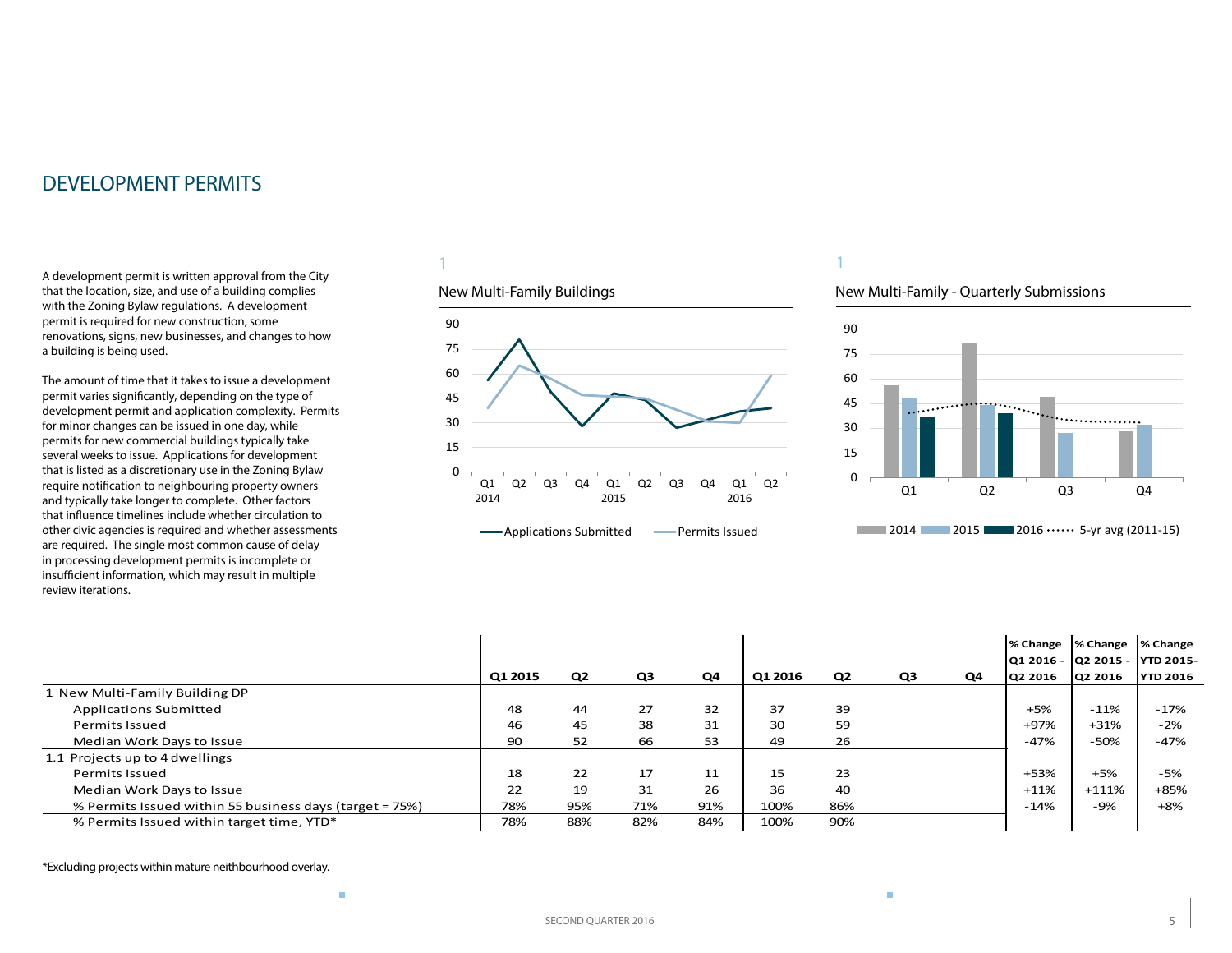# DEVELOPMENT PERMITS

A development permit is written approval from the City that the location, size, and use of a building complies with the Zoning Bylaw regulations. A development permit is required for new construction, some renovations, signs, new businesses, and changes to how a building is being used.

The amount of time that it takes to issue a development permit varies significantly, depending on the type of development permit and application complexity. Permits for minor changes can be issued in one day, while permits for new commercial buildings typically take several weeks to issue. Applications for development that is listed as a discretionary use in the Zoning Bylaw require notification to neighbouring property owners and typically take longer to complete. Other factors that influence timelines include whether circulation to other civic agencies is required and whether assessments are required. The single most common cause of delay in processing development permits is incomplete or insufficient information, which may result in multiple review iterations.

1

New Multi-Family Buildings

Applications Submitted — Permits Issued

1

New Multi-Family - Quarterly Submissions

2014 | 2015 | 2016 | 5-yr avg (2011-15)

| | Q1 2015 | Q2 | Q3 | Q4 | Q1 2016 | Q2 | Q3 | Q4 | % Change Q1 2016 - Q2 2016 | % Change Q2 2015 - Q2 2016 | % Change YTD 2015-YTD 2016 |
|---|---|---|---|---|---|---|---|---|---|---|---|
| 1 New Multi-Family Building DP | | | | | | | | | | | |
| Applications Submitted | 48 | 44 | 27 | 32 | 37 | 39 | | | +5% | -11% | -17% |
| Permits Issued | 46 | 45 | 38 | 31 | 30 | 59 | | | +97% | +31% | -2% |
| Median Work Days to Issue | 90 | 52 | 66 | 53 | 49 | 26 | | | -47% | -50% | -47% |
| 1.1 Projects up to 4 dwellings | | | | | | | | | | | |
| Permits Issued | 18 | 22 | 17 | 11 | 15 | 23 | | | +53% | +5% | -5% |
| Median Work Days to Issue | 22 | 19 | 31 | 26 | 36 | 40 | | | +11% | +111% | +85% |
| % Permits Issued within 55 business days (target = 75%) | 78% | 95% | 71% | 91% | 100% | 86% | | | -14% | -9% | +8% |
| % Permits Issued within target time, YTD* | 78% | 88% | 82% | 84% | 100% | 90% | | | | | |

*Excluding projects within mature neithbourhood overlay.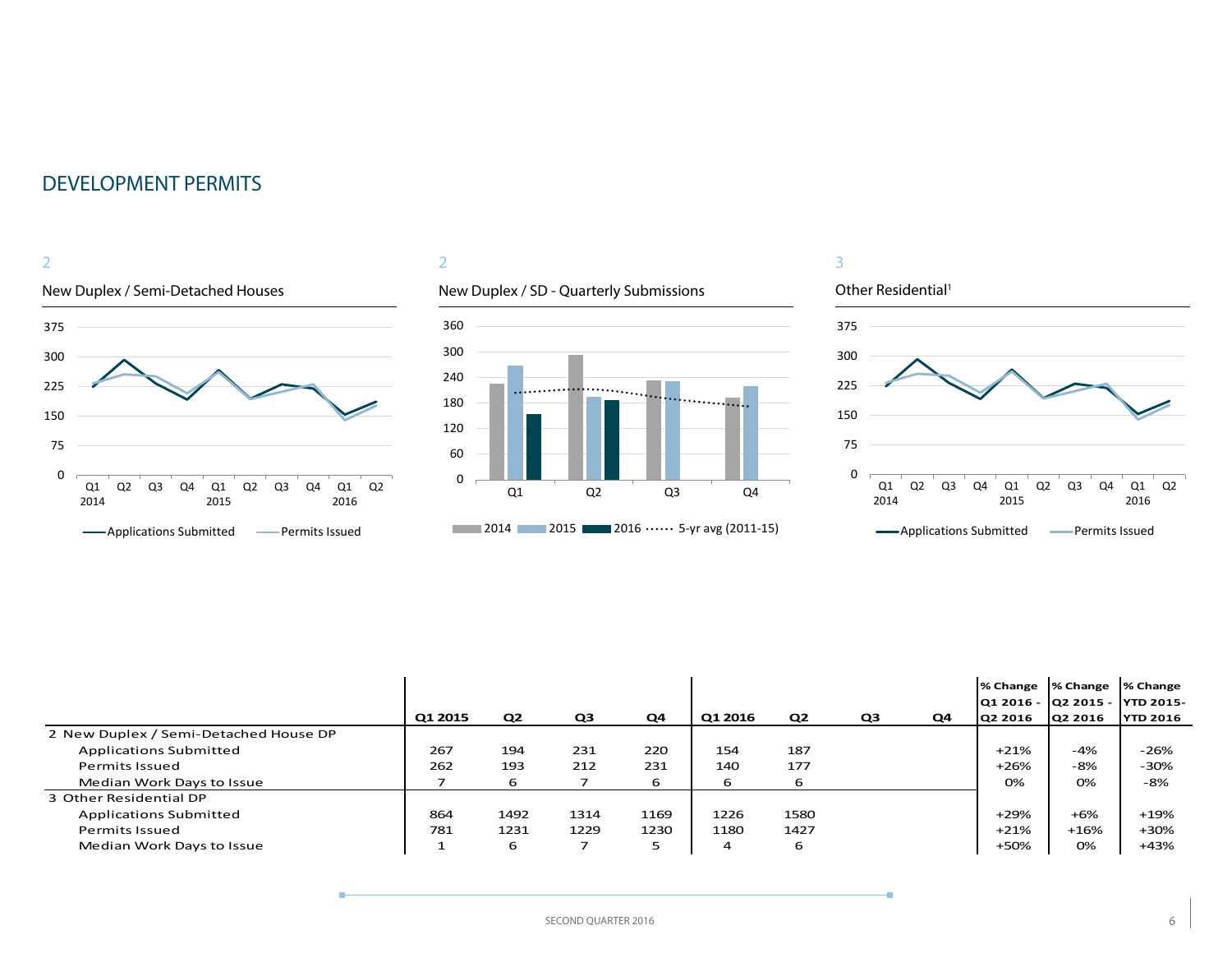## DEVELOPMENT PERMITS

2

New Duplex / Semi-Detached Houses

375
300
225
150
75
0

Q1 2014 Q2 Q3 Q4 Q1 2015 Q2 Q3 Q4 Q1 2016 Q2

Applications Submitted  Permits Issued

2

New Duplex / SD - Quarterly Submissions

360
300
240
180
120
60
0

Q1 Q2 Q3 Q4

2014  2015  2016  5-yr avg (2011-15)

3

Other Residential[1]

375
300
225
150
75
0

Q1 2014 Q2 Q3 Q4 Q1 2015 Q2 Q3 Q4 Q1 2016 Q2

Applications Submitted  Permits Issued

| | Q1 2015 | Q2 | Q3 | Q4 | Q1 2016 | Q2 | Q3 | Q4 | % Change Q1 2016 - Q2 2016 | % Change Q2 2015 - Q2 2016 | % Change YTD 2015-YTD 2016 |
|---|---|---|---|---|---|---|---|---|---|---|---|
| 2 New Duplex / Semi-Detached House DP | | | | | | | | | | | |
| Applications Submitted | 267 | 194 | 231 | 220 | 154 | 187 | | | +21% | -4% | -26% |
| Permits Issued | 262 | 193 | 212 | 231 | 140 | 177 | | | +26% | -8% | -30% |
| Median Work Days to Issue | 7 | 6 | 7 | 6 | 6 | 6 | | | 0% | 0% | -8% |
| 3 Other Residential DP | | | | | | | | | | | |
| Applications Submitted | 864 | 1492 | 1314 | 1169 | 1226 | 1580 | | | +29% | +6% | +19% |
| Permits Issued | 781 | 1231 | 1229 | 1230 | 1180 | 1427 | | | +21% | +16% | +30% |
| Median Work Days to Issue | 1 | 6 | 7 | 5 | 4 | 6 | | | +50% | 0% | +43% |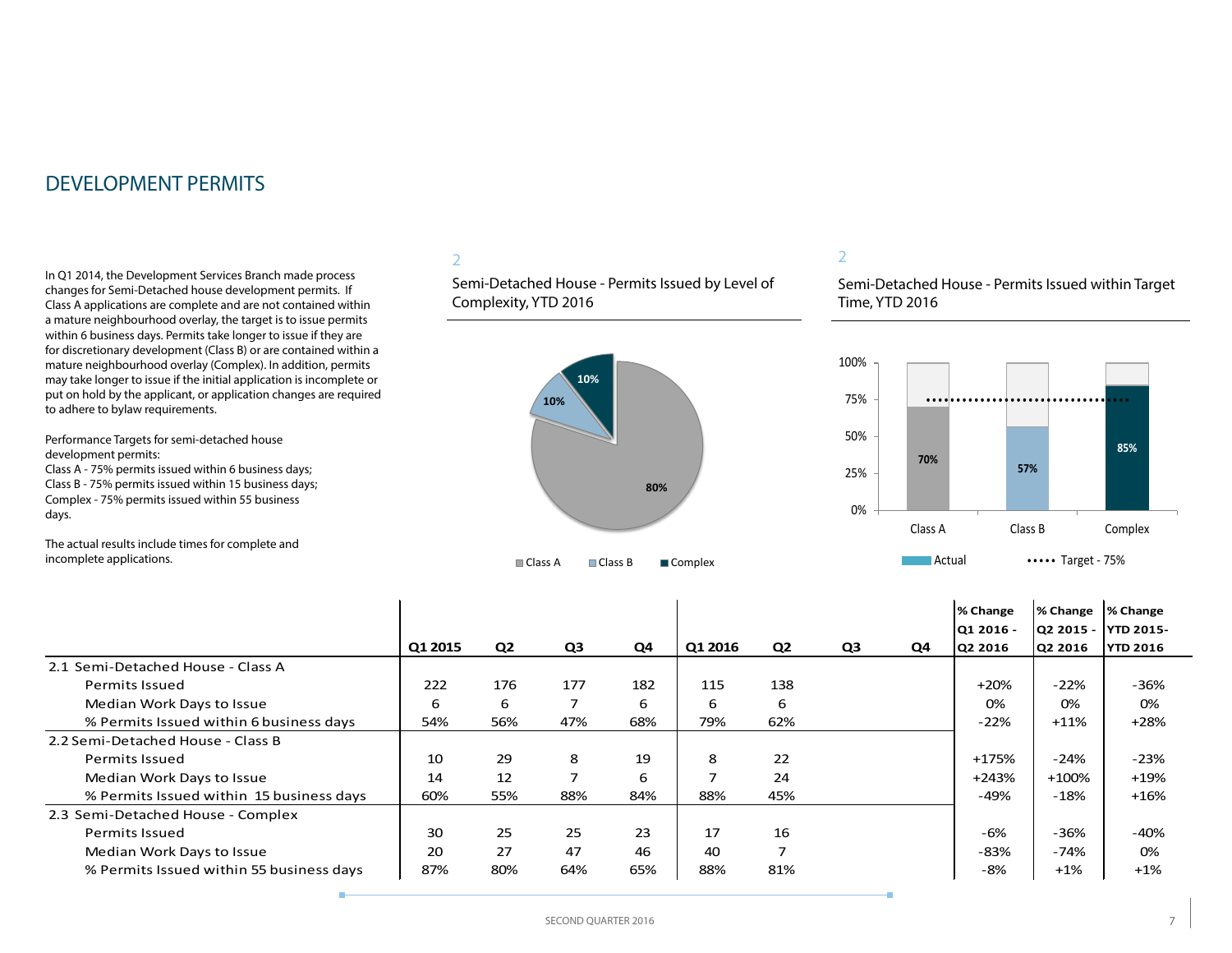# DEVELOPMENT PERMITS

In Q1 2014, the Development Services Branch made process changes for Semi-Detached house development permits. If Class A applications are complete and are not contained within a mature neighbourhood overlay, the target is to issue permits within 6 business days. Permits take longer to issue if they are for discretionary development (Class B) or are contained within a mature neighbourhood overlay (Complex). In addition, permits may take longer to issue if the initial application is incomplete or put on hold by the applicant, or application changes are required to adhere to bylaw requirements.

Performance Targets for semi-detached house development permits:
Class A - 75% permits issued within 6 business days;
Class B - 75% permits issued within 15 business days;
Complex - 75% permits issued within 55 business days.

The actual results include times for complete and incomplete applications.

2

Semi-Detached House - Permits Issued by Level of Complexity, YTD 2016

| Class | Share |
|---|---|
| Class A | 80% |
| Class B | 10% |
| Complex | 10% |

2

Semi-Detached House - Permits Issued within Target Time, YTD 2016

| | Class A | Class B | Complex |
|---|---|---|---|
| Actual | 70% | 57% | 85% |
| Target | 75% | 75% | 75% |

| | Q1 2015 | Q2 | Q3 | Q4 | Q1 2016 | Q2 | Q3 | Q4 | % Change Q1 2016 - Q2 2016 | % Change Q2 2015 - Q2 2016 | % Change YTD 2015- YTD 2016 |
|---|---|---|---|---|---|---|---|---|---|---|---|
| 2.1 Semi-Detached House - Class A | | | | | | | | | | | |
| Permits Issued | 222 | 176 | 177 | 182 | 115 | 138 | | | +20% | -22% | -36% |
| Median Work Days to Issue | 6 | 6 | 7 | 6 | 6 | 6 | | | 0% | 0% | 0% |
| % Permits Issued within 6 business days | 54% | 56% | 47% | 68% | 79% | 62% | | | -22% | +11% | +28% |
| 2.2 Semi-Detached House - Class B | | | | | | | | | | | |
| Permits Issued | 10 | 29 | 8 | 19 | 8 | 22 | | | +175% | -24% | -23% |
| Median Work Days to Issue | 14 | 12 | 7 | 6 | 7 | 24 | | | +243% | +100% | +19% |
| % Permits Issued within 15 business days | 60% | 55% | 88% | 84% | 88% | 45% | | | -49% | -18% | +16% |
| 2.3 Semi-Detached House - Complex | | | | | | | | | | | |
| Permits Issued | 30 | 25 | 25 | 23 | 17 | 16 | | | -6% | -36% | -40% |
| Median Work Days to Issue | 20 | 27 | 47 | 46 | 40 | 7 | | | -83% | -74% | 0% |
| % Permits Issued within 55 business days | 87% | 80% | 64% | 65% | 88% | 81% | | | -8% | +1% | +1% |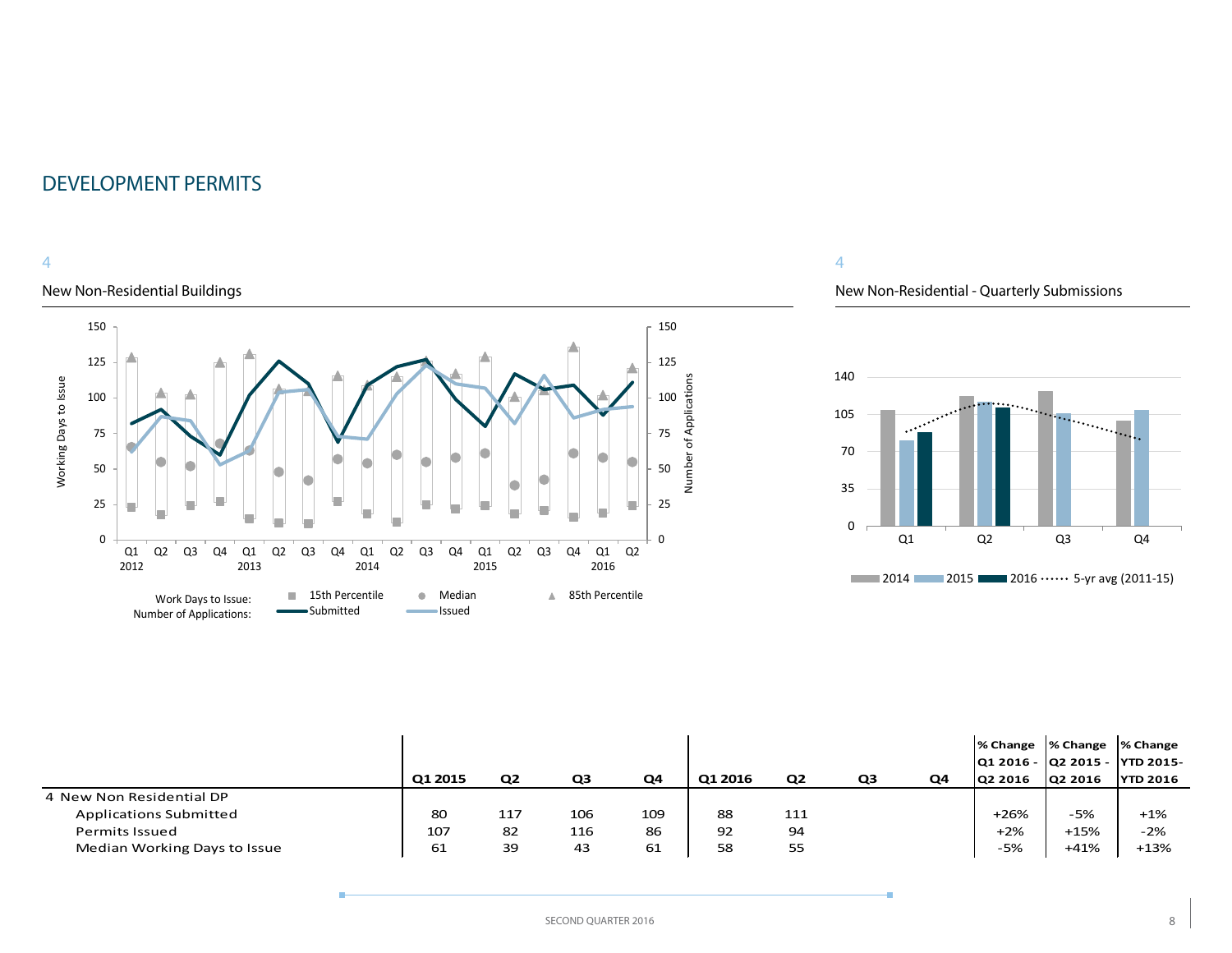# DEVELOPMENT PERMITS

4

## New Non-Residential Buildings

Work Days to Issue: 15th Percentile, Median, 85th Percentile
Number of Applications: Submitted, Issued

4

## New Non-Residential - Quarterly Submissions

2014, 2015, 2016, 5-yr avg (2011-15)

| | Q1 2015 | Q2 | Q3 | Q4 | Q1 2016 | Q2 | Q3 | Q4 | % Change Q1 2016 - Q2 2016 | % Change Q2 2015 - Q2 2016 | % Change YTD 2015- YTD 2016 |
|---|---|---|---|---|---|---|---|---|---|---|---|
| 4 New Non Residential DP | | | | | | | | | | | |
| Applications Submitted | 80 | 117 | 106 | 109 | 88 | 111 | | | +26% | -5% | +1% |
| Permits Issued | 107 | 82 | 116 | 86 | 92 | 94 | | | +2% | +15% | -2% |
| Median Working Days to Issue | 61 | 39 | 43 | 61 | 58 | 55 | | | -5% | +41% | +13% |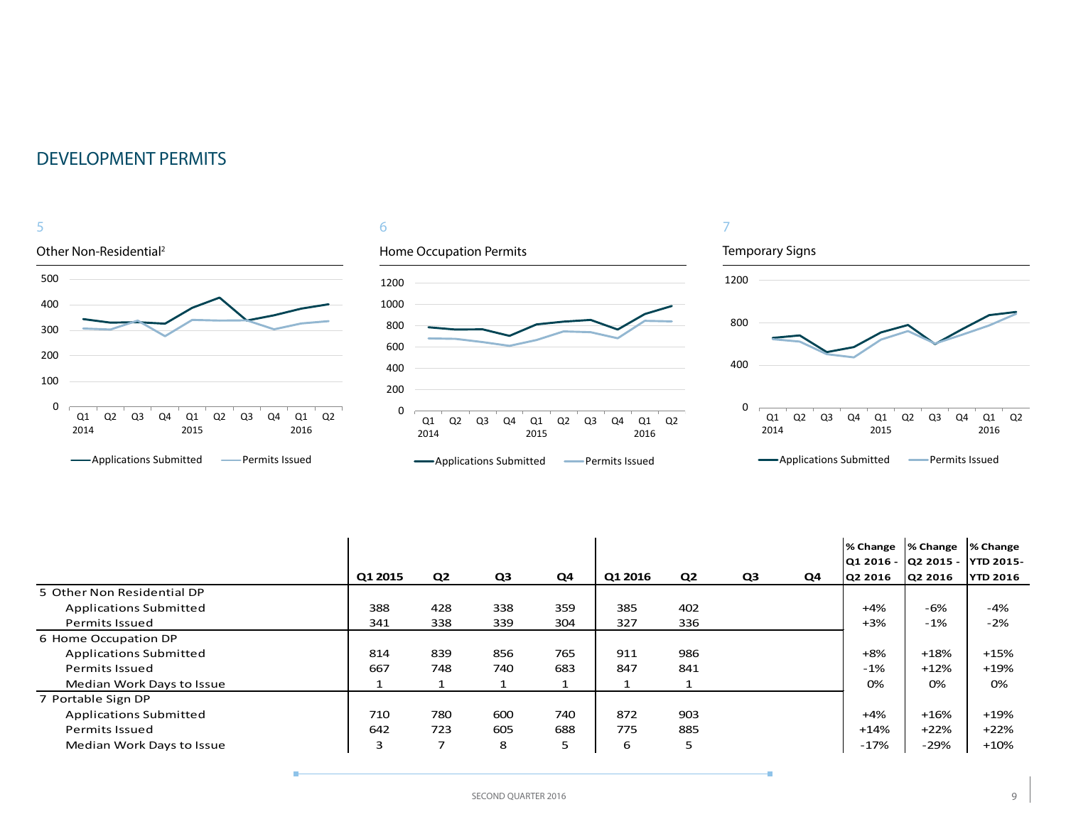## DEVELOPMENT PERMITS

5

Other Non-Residential[2]

6

Home Occupation Permits

7

Temporary Signs

| | Q1 2015 | Q2 | Q3 | Q4 | Q1 2016 | Q2 | Q3 | Q4 | % Change Q1 2016 - Q2 2016 | % Change Q2 2015 - Q2 2016 | % Change YTD 2015- YTD 2016 |
|---|---|---|---|---|---|---|---|---|---|---|---|
| 5 Other Non Residential DP | | | | | | | | | | | |
| Applications Submitted | 388 | 428 | 338 | 359 | 385 | 402 | | | +4% | -6% | -4% |
| Permits Issued | 341 | 338 | 339 | 304 | 327 | 336 | | | +3% | -1% | -2% |
| 6 Home Occupation DP | | | | | | | | | | | |
| Applications Submitted | 814 | 839 | 856 | 765 | 911 | 986 | | | +8% | +18% | +15% |
| Permits Issued | 667 | 748 | 740 | 683 | 847 | 841 | | | -1% | +12% | +19% |
| Median Work Days to Issue | 1 | 1 | 1 | 1 | 1 | 1 | | | 0% | 0% | 0% |
| 7 Portable Sign DP | | | | | | | | | | | |
| Applications Submitted | 710 | 780 | 600 | 740 | 872 | 903 | | | +4% | +16% | +19% |
| Permits Issued | 642 | 723 | 605 | 688 | 775 | 885 | | | +14% | +22% | +22% |
| Median Work Days to Issue | 3 | 7 | 8 | 5 | 6 | 5 | | | -17% | -29% | +10% |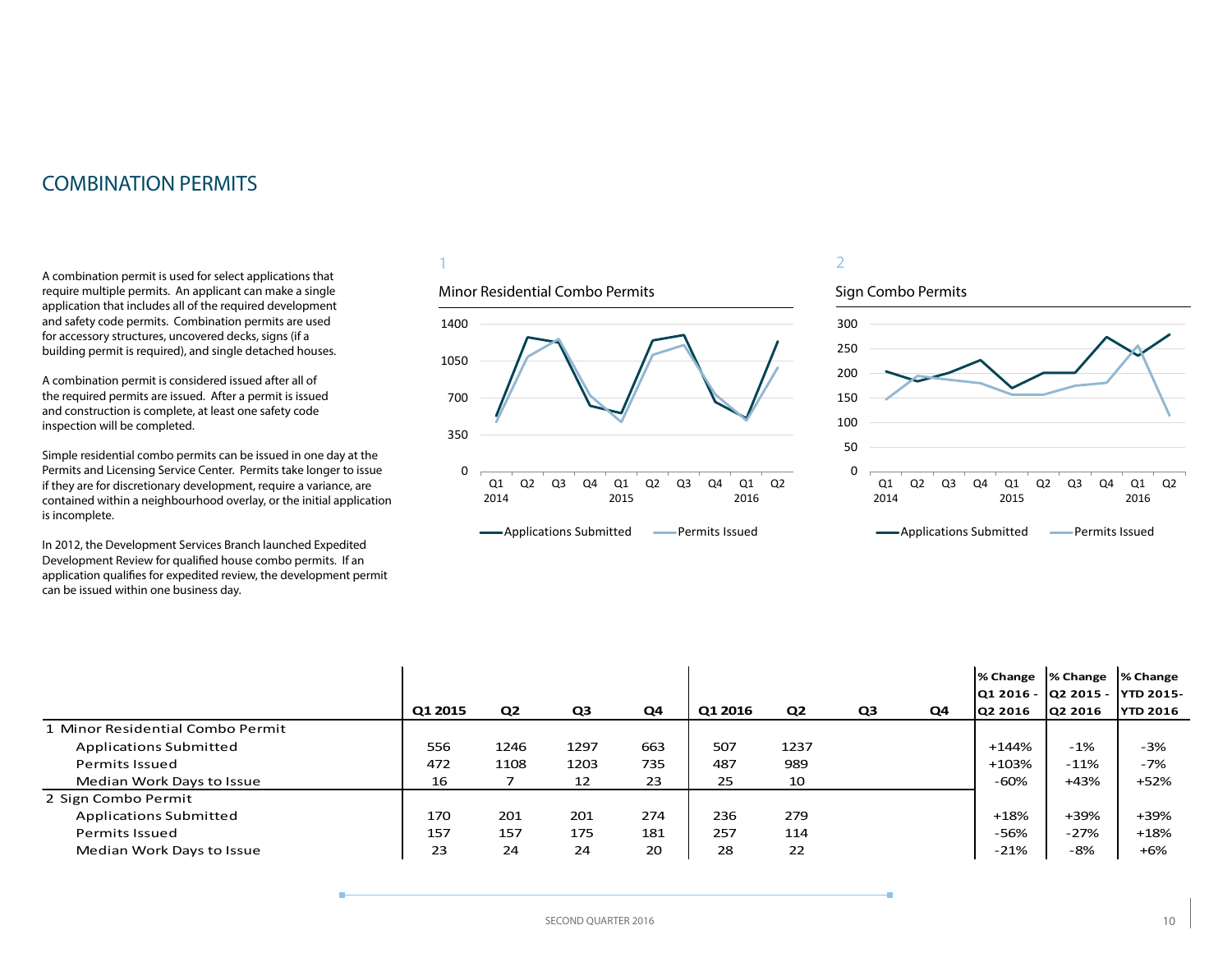# COMBINATION PERMITS

A combination permit is used for select applications that require multiple permits. An applicant can make a single application that includes all of the required development and safety code permits. Combination permits are used for accessory structures, uncovered decks, signs (if a building permit is required), and single detached houses.

A combination permit is considered issued after all of the required permits are issued. After a permit is issued and construction is complete, at least one safety code inspection will be completed.

Simple residential combo permits can be issued in one day at the Permits and Licensing Service Center. Permits take longer to issue if they are for discretionary development, require a variance, are contained within a neighbourhood overlay, or the initial application is incomplete.

In 2012, the Development Services Branch launched Expedited Development Review for qualified house combo permits. If an application qualifies for expedited review, the development permit can be issued within one business day.

1

Minor Residential Combo Permits

Applications Submitted — Permits Issued

2

Sign Combo Permits

Applications Submitted — Permits Issued

| | Q1 2015 | Q2 | Q3 | Q4 | Q1 2016 | Q2 | Q3 | Q4 | % Change Q1 2016 - Q2 2016 | % Change Q2 2015 - Q2 2016 | % Change YTD 2015- YTD 2016 |
|---|---|---|---|---|---|---|---|---|---|---|---|
| 1 Minor Residential Combo Permit | | | | | | | | | | | |
| Applications Submitted | 556 | 1246 | 1297 | 663 | 507 | 1237 | | | +144% | -1% | -3% |
| Permits Issued | 472 | 1108 | 1203 | 735 | 487 | 989 | | | +103% | -11% | -7% |
| Median Work Days to Issue | 16 | 7 | 12 | 23 | 25 | 10 | | | -60% | +43% | +52% |
| 2 Sign Combo Permit | | | | | | | | | | | |
| Applications Submitted | 170 | 201 | 201 | 274 | 236 | 279 | | | +18% | +39% | +39% |
| Permits Issued | 157 | 157 | 175 | 181 | 257 | 114 | | | -56% | -27% | +18% |
| Median Work Days to Issue | 23 | 24 | 24 | 20 | 28 | 22 | | | -21% | -8% | +6% |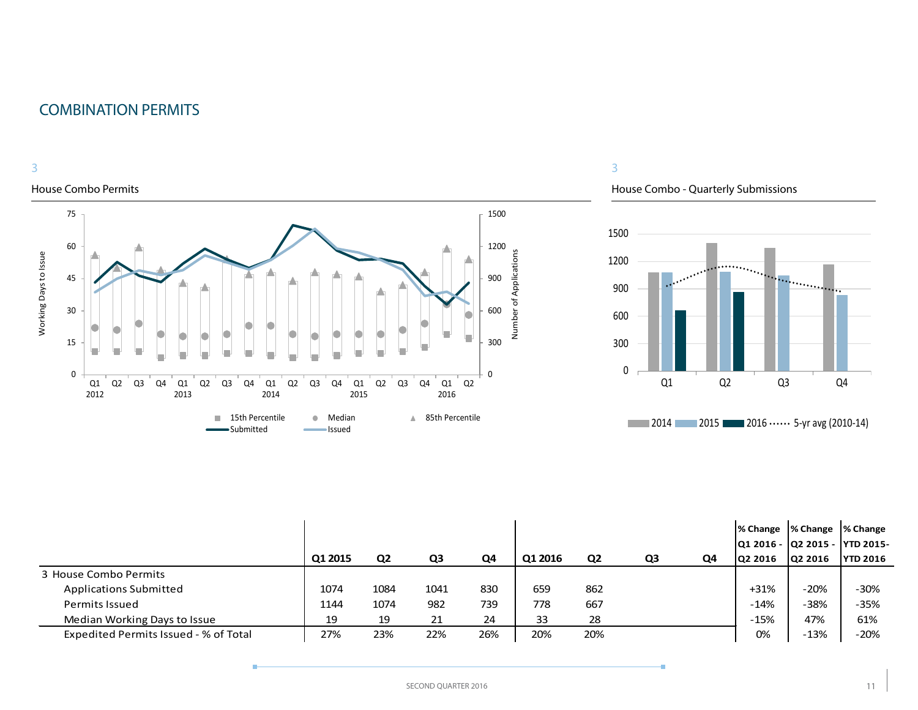# COMBINATION PERMITS

3

House Combo Permits

Working Days to Issue | Number of Applications

Q1 2012, Q2, Q3, Q4, Q1 2013, Q2, Q3, Q4, Q1 2014, Q2, Q3, Q4, Q1 2015, Q2, Q3, Q4, Q1 2016, Q2

15th Percentile | Median | 85th Percentile | Submitted | Issued

3

House Combo - Quarterly Submissions

2014 | 2015 | 2016 | 5-yr avg (2010-14)

| | Q1 2015 | Q2 | Q3 | Q4 | Q1 2016 | Q2 | Q3 | Q4 | % Change Q1 2016 - Q2 2016 | % Change Q2 2015 - Q2 2016 | % Change YTD 2015- YTD 2016 |
|---|---|---|---|---|---|---|---|---|---|---|---|
| 3 House Combo Permits | | | | | | | | | | | |
| Applications Submitted | 1074 | 1084 | 1041 | 830 | 659 | 862 | | | +31% | -20% | -30% |
| Permits Issued | 1144 | 1074 | 982 | 739 | 778 | 667 | | | -14% | -38% | -35% |
| Median Working Days to Issue | 19 | 19 | 21 | 24 | 33 | 28 | | | -15% | 47% | 61% |
| Expedited Permits Issued - % of Total | 27% | 23% | 22% | 26% | 20% | 20% | | | 0% | -13% | -20% |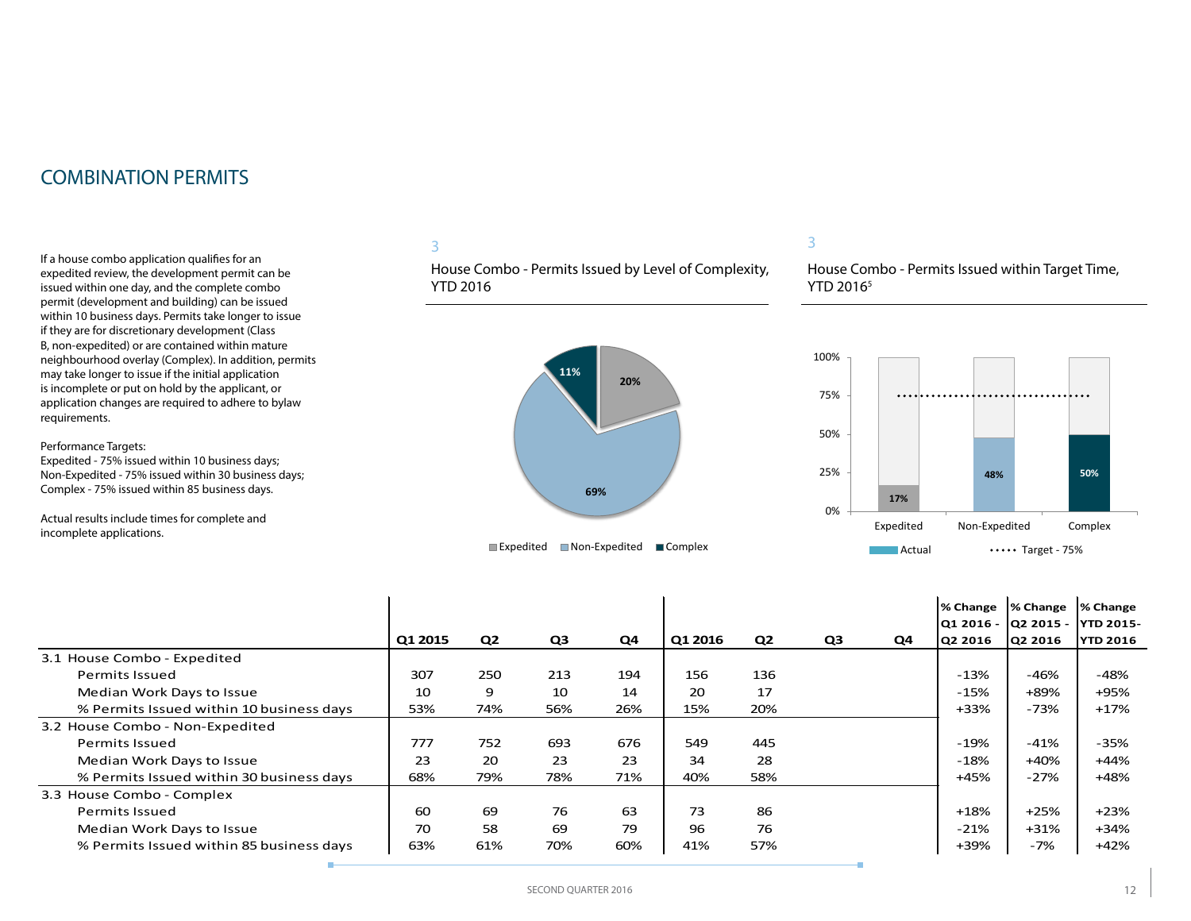## COMBINATION PERMITS

If a house combo application qualifies for an expedited review, the development permit can be issued within one day, and the complete combo permit (development and building) can be issued within 10 business days. Permits take longer to issue if they are for discretionary development (Class B, non-expedited) or are contained within mature neighbourhood overlay (Complex). In addition, permits may take longer to issue if the initial application is incomplete or put on hold by the applicant, or application changes are required to adhere to bylaw requirements.

Performance Targets:
Expedited - 75% issued within 10 business days;
Non-Expedited - 75% issued within 30 business days;
Complex - 75% issued within 85 business days.

Actual results include times for complete and incomplete applications.

3

House Combo - Permits Issued by Level of Complexity, YTD 2016

Expedited 20%; Non-Expedited 69%; Complex 11%

3

House Combo - Permits Issued within Target Time, YTD 2016[5]

Expedited 17%; Non-Expedited 48%; Complex 50%; Target - 75%

| | Q1 2015 | Q2 | Q3 | Q4 | Q1 2016 | Q2 | Q3 | Q4 | % Change Q1 2016 - Q2 2016 | % Change Q2 2015 - Q2 2016 | % Change YTD 2015-YTD 2016 |
|---|---|---|---|---|---|---|---|---|---|---|---|
| 3.1 House Combo - Expedited | | | | | | | | | | | |
| Permits Issued | 307 | 250 | 213 | 194 | 156 | 136 | | | -13% | -46% | -48% |
| Median Work Days to Issue | 10 | 9 | 10 | 14 | 20 | 17 | | | -15% | +89% | +95% |
| % Permits Issued within 10 business days | 53% | 74% | 56% | 26% | 15% | 20% | | | +33% | -73% | +17% |
| 3.2 House Combo - Non-Expedited | | | | | | | | | | | |
| Permits Issued | 777 | 752 | 693 | 676 | 549 | 445 | | | -19% | -41% | -35% |
| Median Work Days to Issue | 23 | 20 | 23 | 23 | 34 | 28 | | | -18% | +40% | +44% |
| % Permits Issued within 30 business days | 68% | 79% | 78% | 71% | 40% | 58% | | | +45% | -27% | +48% |
| 3.3 House Combo - Complex | | | | | | | | | | | |
| Permits Issued | 60 | 69 | 76 | 63 | 73 | 86 | | | +18% | +25% | +23% |
| Median Work Days to Issue | 70 | 58 | 69 | 79 | 96 | 76 | | | -21% | +31% | +34% |
| % Permits Issued within 85 business days | 63% | 61% | 70% | 60% | 41% | 57% | | | +39% | -7% | +42% |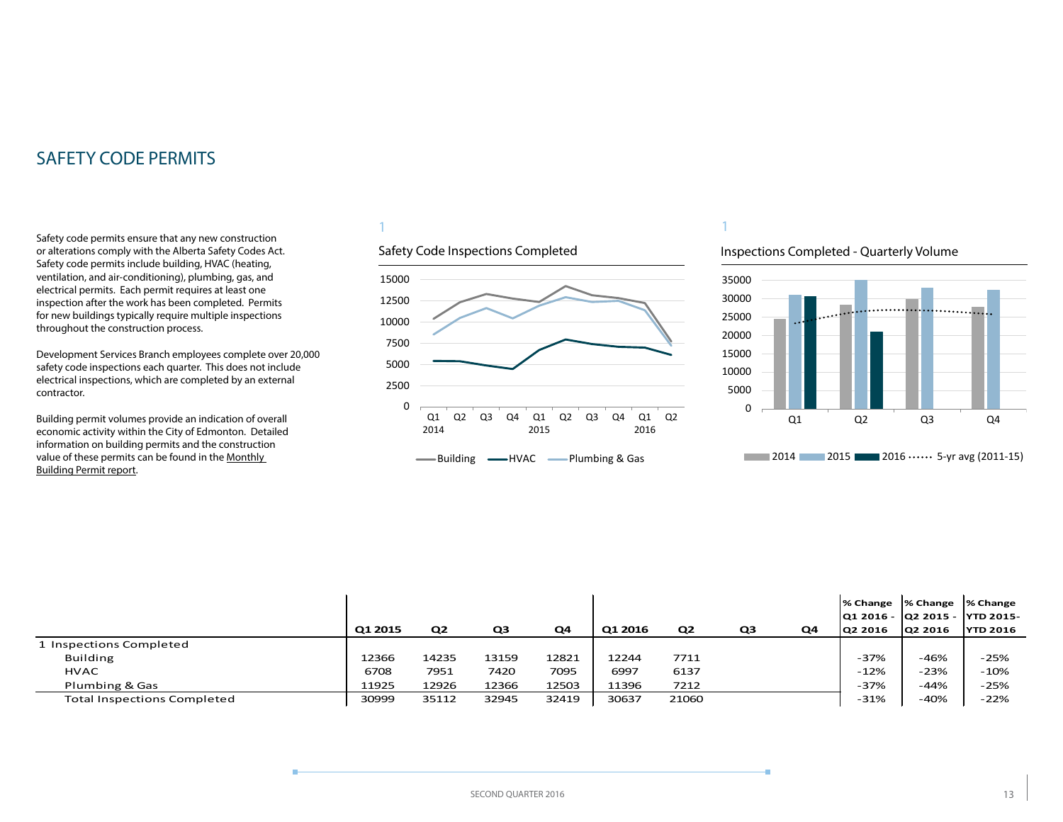# SAFETY CODE PERMITS

Safety code permits ensure that any new construction or alterations comply with the Alberta Safety Codes Act. Safety code permits include building, HVAC (heating, ventilation, and air-conditioning), plumbing, gas, and electrical permits. Each permit requires at least one inspection after the work has been completed. Permits for new buildings typically require multiple inspections throughout the construction process.

Development Services Branch employees complete over 20,000 safety code inspections each quarter. This does not include electrical inspections, which are completed by an external contractor.

Building permit volumes provide an indication of overall economic activity within the City of Edmonton. Detailed information on building permits and the construction value of these permits can be found in the Monthly Building Permit report.

1

Safety Code Inspections Completed

1

Inspections Completed - Quarterly Volume

| | Q1 2015 | Q2 | Q3 | Q4 | Q1 2016 | Q2 | Q3 | Q4 | % Change Q1 2016 - Q2 2016 | % Change Q2 2015 - Q2 2016 | % Change YTD 2015- YTD 2016 |
|---|---|---|---|---|---|---|---|---|---|---|---|
| 1 Inspections Completed | | | | | | | | | | | |
| Building | 12366 | 14235 | 13159 | 12821 | 12244 | 7711 | | | -37% | -46% | -25% |
| HVAC | 6708 | 7951 | 7420 | 7095 | 6997 | 6137 | | | -12% | -23% | -10% |
| Plumbing & Gas | 11925 | 12926 | 12366 | 12503 | 11396 | 7212 | | | -37% | -44% | -25% |
| Total Inspections Completed | 30999 | 35112 | 32945 | 32419 | 30637 | 21060 | | | -31% | -40% | -22% |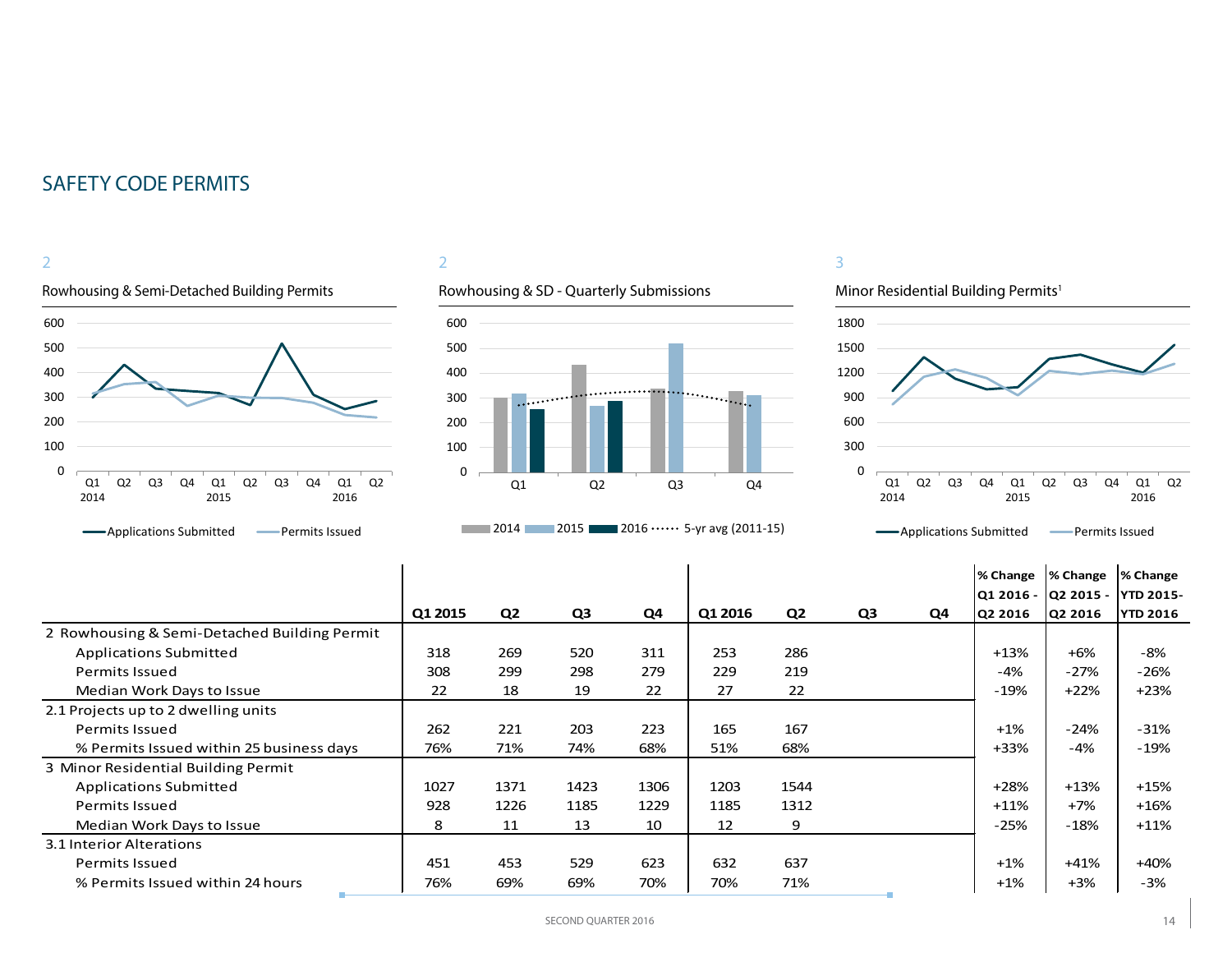## SAFETY CODE PERMITS

2

Rowhousing & Semi-Detached Building Permits

— Applications Submitted — Permits Issued

2

Rowhousing & SD - Quarterly Submissions

2014 / 2015 / 2016 / 5-yr avg (2011-15)

3

Minor Residential Building Permits[1]

— Applications Submitted — Permits Issued

| | Q1 2015 | Q2 | Q3 | Q4 | Q1 2016 | Q2 | Q3 | Q4 | % Change Q1 2016 - Q2 2016 | % Change Q2 2015 - Q2 2016 | % Change YTD 2015-YTD 2016 |
|---|---|---|---|---|---|---|---|---|---|---|---|
| **2 Rowhousing & Semi-Detached Building Permit** | | | | | | | | | | | |
| Applications Submitted | 318 | 269 | 520 | 311 | 253 | 286 | | | +13% | +6% | -8% |
| Permits Issued | 308 | 299 | 298 | 279 | 229 | 219 | | | -4% | -27% | -26% |
| Median Work Days to Issue | 22 | 18 | 19 | 22 | 27 | 22 | | | -19% | +22% | +23% |
| **2.1 Projects up to 2 dwelling units** | | | | | | | | | | | |
| Permits Issued | 262 | 221 | 203 | 223 | 165 | 167 | | | +1% | -24% | -31% |
| % Permits Issued within 25 business days | 76% | 71% | 74% | 68% | 51% | 68% | | | +33% | -4% | -19% |
| **3 Minor Residential Building Permit** | | | | | | | | | | | |
| Applications Submitted | 1027 | 1371 | 1423 | 1306 | 1203 | 1544 | | | +28% | +13% | +15% |
| Permits Issued | 928 | 1226 | 1185 | 1229 | 1185 | 1312 | | | +11% | +7% | +16% |
| Median Work Days to Issue | 8 | 11 | 13 | 10 | 12 | 9 | | | -25% | -18% | +11% |
| **3.1 Interior Alterations** | | | | | | | | | | | |
| Permits Issued | 451 | 453 | 529 | 623 | 632 | 637 | | | +1% | +41% | +40% |
| % Permits Issued within 24 hours | 76% | 69% | 69% | 70% | 70% | 71% | | | +1% | +3% | -3% |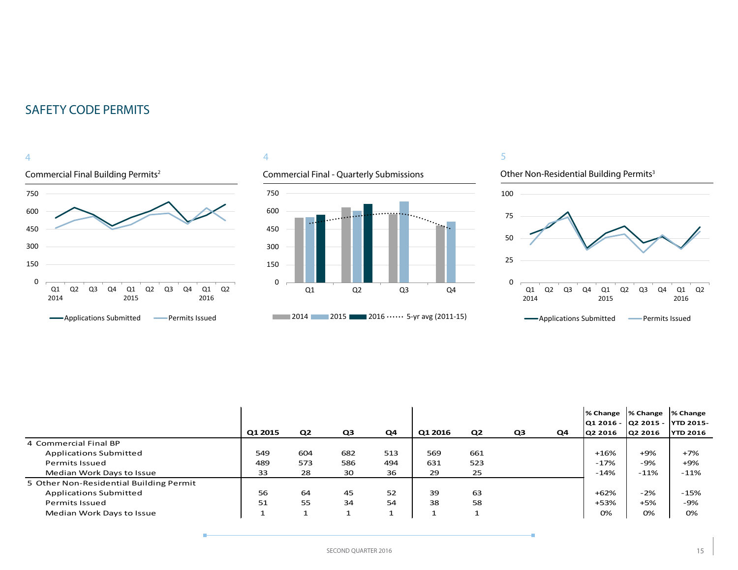## SAFETY CODE PERMITS

4

Commercial Final Building Permits[2]

750
600
450
300
150
0

Q1 2014, Q2, Q3, Q4, Q1 2015, Q2, Q3, Q4, Q1 2016, Q2

Applications Submitted — Permits Issued

4

Commercial Final - Quarterly Submissions

750
600
450
300
150
0

Q1, Q2, Q3, Q4

2014, 2015, 2016, 5-yr avg (2011-15)

5

Other Non-Residential Building Permits[3]

100
75
50
25
0

Q1 2014, Q2, Q3, Q4, Q1 2015, Q2, Q3, Q4, Q1 2016, Q2

Applications Submitted — Permits Issued

| | Q1 2015 | Q2 | Q3 | Q4 | Q1 2016 | Q2 | Q3 | Q4 | % Change Q1 2016 - Q2 2016 | % Change Q2 2015 - Q2 2016 | % Change YTD 2015-YTD 2016 |
|---|---|---|---|---|---|---|---|---|---|---|---|
| 4 Commercial Final BP | | | | | | | | | | | |
| Applications Submitted | 549 | 604 | 682 | 513 | 569 | 661 | | | +16% | +9% | +7% |
| Permits Issued | 489 | 573 | 586 | 494 | 631 | 523 | | | -17% | -9% | +9% |
| Median Work Days to Issue | 33 | 28 | 30 | 36 | 29 | 25 | | | -14% | -11% | -11% |
| 5 Other Non-Residential Building Permit | | | | | | | | | | | |
| Applications Submitted | 56 | 64 | 45 | 52 | 39 | 63 | | | +62% | -2% | -15% |
| Permits Issued | 51 | 55 | 34 | 54 | 38 | 58 | | | +53% | +5% | -9% |
| Median Work Days to Issue | 1 | 1 | 1 | 1 | 1 | 1 | | | 0% | 0% | 0% |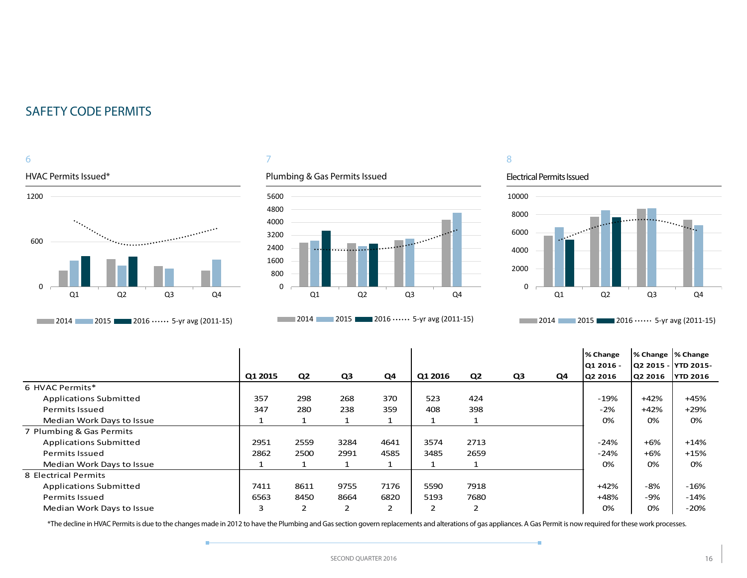## SAFETY CODE PERMITS

6

HVAC Permits Issued*

7

Plumbing & Gas Permits Issued

8

Electrical Permits Issued

| | Q1 2015 | Q2 | Q3 | Q4 | Q1 2016 | Q2 | Q3 | Q4 | % Change Q1 2016 - Q2 2016 | % Change Q2 2015 - Q2 2016 | % Change YTD 2015- YTD 2016 |
|---|---|---|---|---|---|---|---|---|---|---|---|
| 6 HVAC Permits* | | | | | | | | | | | |
| Applications Submitted | 357 | 298 | 268 | 370 | 523 | 424 | | | -19% | +42% | +45% |
| Permits Issued | 347 | 280 | 238 | 359 | 408 | 398 | | | -2% | +42% | +29% |
| Median Work Days to Issue | 1 | 1 | 1 | 1 | 1 | 1 | | | 0% | 0% | 0% |
| 7 Plumbing & Gas Permits | | | | | | | | | | | |
| Applications Submitted | 2951 | 2559 | 3284 | 4641 | 3574 | 2713 | | | -24% | +6% | +14% |
| Permits Issued | 2862 | 2500 | 2991 | 4585 | 3485 | 2659 | | | -24% | +6% | +15% |
| Median Work Days to Issue | 1 | 1 | 1 | 1 | 1 | 1 | | | 0% | 0% | 0% |
| 8 Electrical Permits | | | | | | | | | | | |
| Applications Submitted | 7411 | 8611 | 9755 | 7176 | 5590 | 7918 | | | +42% | -8% | -16% |
| Permits Issued | 6563 | 8450 | 8664 | 6820 | 5193 | 7680 | | | +48% | -9% | -14% |
| Median Work Days to Issue | 3 | 2 | 2 | 2 | 2 | 2 | | | 0% | 0% | -20% |

*The decline in HVAC Permits is due to the changes made in 2012 to have the Plumbing and Gas section govern replacements and alterations of gas appliances. A Gas Permit is now required for these work processes.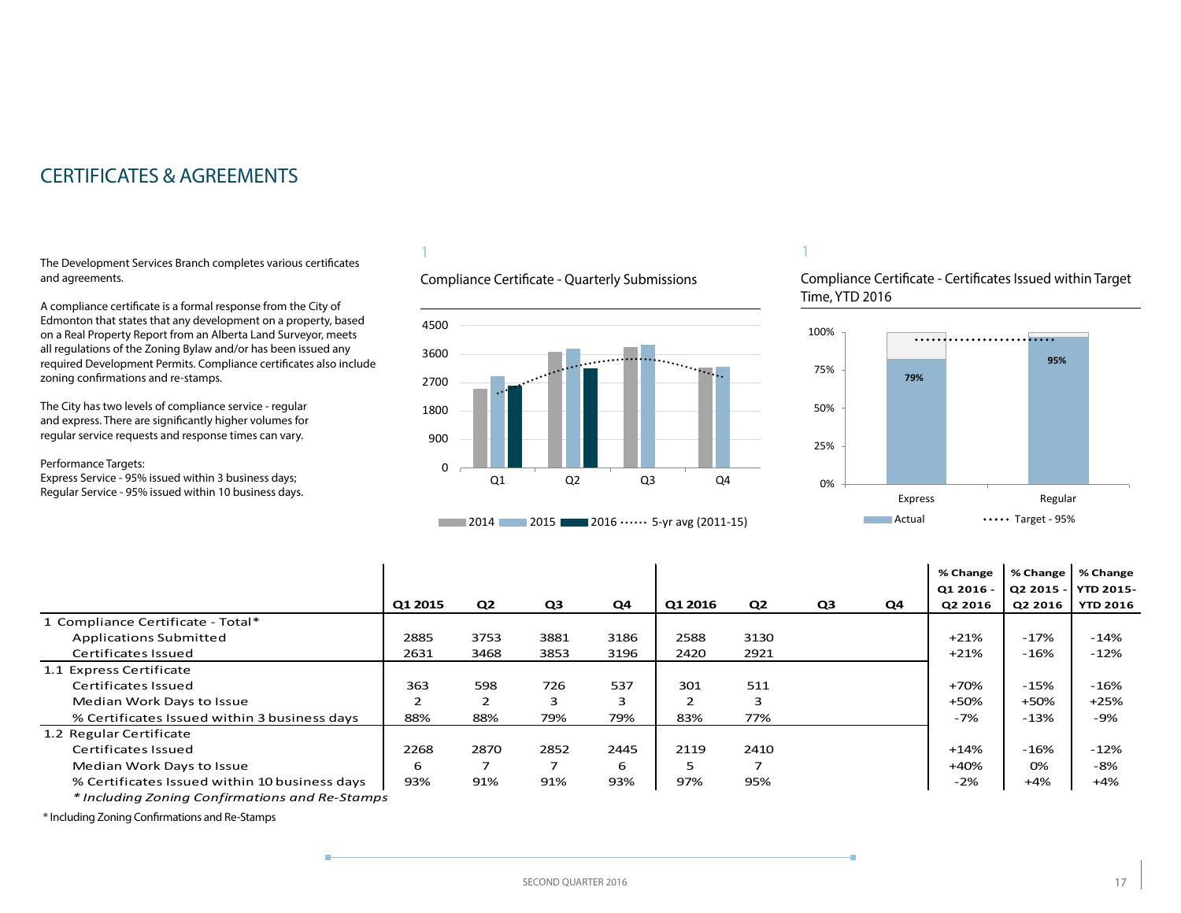# CERTIFICATES & AGREEMENTS

The Development Services Branch completes various certificates and agreements.

A compliance certificate is a formal response from the City of Edmonton that states that any development on a property, based on a Real Property Report from an Alberta Land Surveyor, meets all regulations of the Zoning Bylaw and/or has been issued any required Development Permits. Compliance certificates also include zoning confirmations and re-stamps.

The City has two levels of compliance service - regular and express. There are significantly higher volumes for regular service requests and response times can vary.

Performance Targets:
Express Service - 95% issued within 3 business days;
Regular Service - 95% issued within 10 business days.

1

Compliance Certificate - Quarterly Submissions

| | 2014 | 2015 | 2016 |
|---|---|---|---|
| Q1 | | | |
| Q2 | | | |
| Q3 | | | |
| Q4 | | | |

2014 | 2015 | 2016 | 5-yr avg (2011-15)

1

Compliance Certificate - Certificates Issued within Target Time, YTD 2016

| | Actual | Target |
|---|---|---|
| Express | 79% | 95% |
| Regular | 95% | 95% |

| | Q1 2015 | Q2 | Q3 | Q4 | Q1 2016 | Q2 | Q3 | Q4 | % Change Q1 2016 - Q2 2016 | % Change Q2 2015 - Q2 2016 | % Change YTD 2015- YTD 2016 |
|---|---|---|---|---|---|---|---|---|---|---|---|
| 1 Compliance Certificate - Total* | | | | | | | | | | | |
| Applications Submitted | 2885 | 3753 | 3881 | 3186 | 2588 | 3130 | | | +21% | -17% | -14% |
| Certificates Issued | 2631 | 3468 | 3853 | 3196 | 2420 | 2921 | | | +21% | -16% | -12% |
| 1.1 Express Certificate | | | | | | | | | | | |
| Certificates Issued | 363 | 598 | 726 | 537 | 301 | 511 | | | +70% | -15% | -16% |
| Median Work Days to Issue | 2 | 2 | 3 | 3 | 2 | 3 | | | +50% | +50% | +25% |
| % Certificates Issued within 3 business days | 88% | 88% | 79% | 79% | 83% | 77% | | | -7% | -13% | -9% |
| 1.2 Regular Certificate | | | | | | | | | | | |
| Certificates Issued | 2268 | 2870 | 2852 | 2445 | 2119 | 2410 | | | +14% | -16% | -12% |
| Median Work Days to Issue | 6 | 7 | 7 | 6 | 5 | 7 | | | +40% | 0% | -8% |
| % Certificates Issued within 10 business days | 93% | 91% | 91% | 93% | 97% | 95% | | | -2% | +4% | +4% |

*\* Including Zoning Confirmations and Re-Stamps*

\* Including Zoning Confirmations and Re-Stamps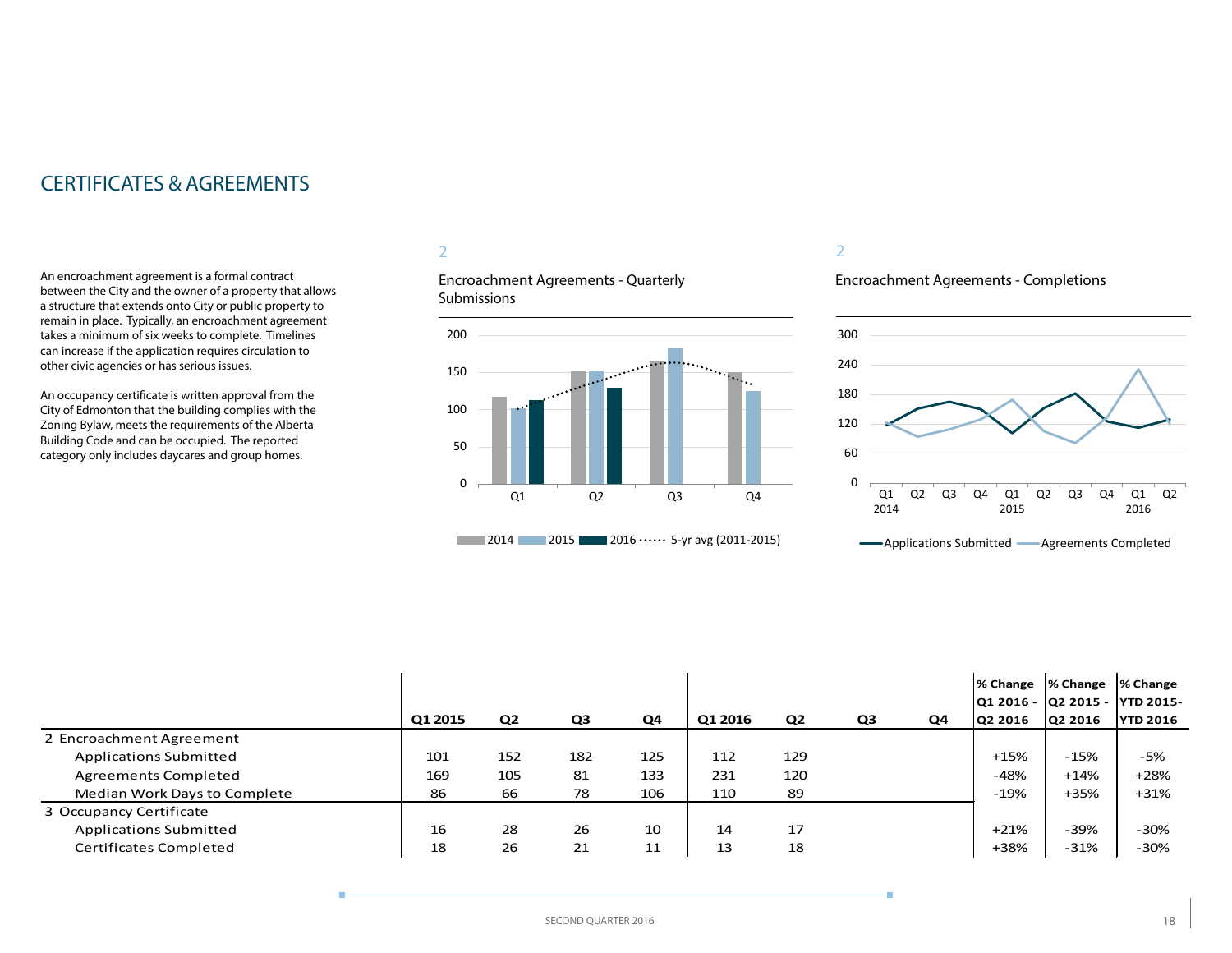# CERTIFICATES & AGREEMENTS

An encroachment agreement is a formal contract between the City and the owner of a property that allows a structure that extends onto City or public property to remain in place. Typically, an encroachment agreement takes a minimum of six weeks to complete. Timelines can increase if the application requires circulation to other civic agencies or has serious issues.

An occupancy certificate is written approval from the City of Edmonton that the building complies with the Zoning Bylaw, meets the requirements of the Alberta Building Code and can be occupied. The reported category only includes daycares and group homes.

2

Encroachment Agreements - Quarterly Submissions

2014 | 2015 | 2016 | 5-yr avg (2011-2015)

2

Encroachment Agreements - Completions

Applications Submitted | Agreements Completed

| | Q1 2015 | Q2 | Q3 | Q4 | Q1 2016 | Q2 | Q3 | Q4 | % Change Q1 2016 - Q2 2016 | % Change Q2 2015 - Q2 2016 | % Change YTD 2015-YTD 2016 |
|---|---|---|---|---|---|---|---|---|---|---|---|
| 2 Encroachment Agreement | | | | | | | | | | | |
| Applications Submitted | 101 | 152 | 182 | 125 | 112 | 129 | | | +15% | -15% | -5% |
| Agreements Completed | 169 | 105 | 81 | 133 | 231 | 120 | | | -48% | +14% | +28% |
| Median Work Days to Complete | 86 | 66 | 78 | 106 | 110 | 89 | | | -19% | +35% | +31% |
| 3 Occupancy Certificate | | | | | | | | | | | |
| Applications Submitted | 16 | 28 | 26 | 10 | 14 | 17 | | | +21% | -39% | -30% |
| Certificates Completed | 18 | 26 | 21 | 11 | 13 | 18 | | | +38% | -31% | -30% |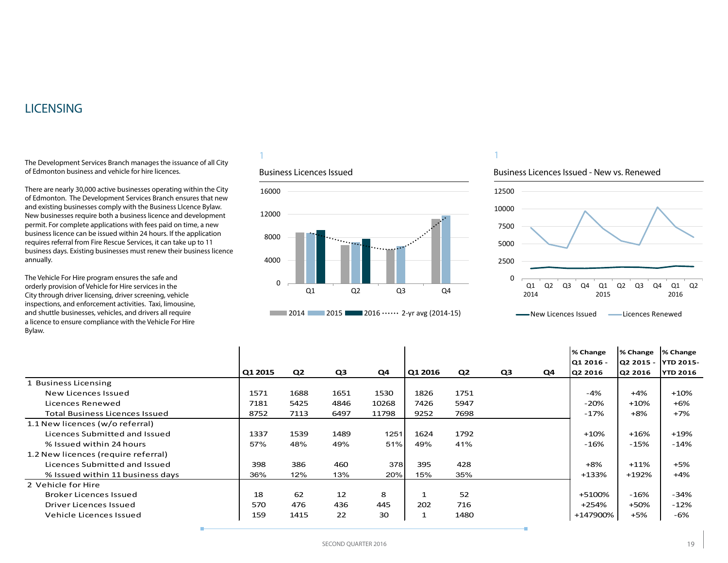# LICENSING

The Development Services Branch manages the issuance of all City of Edmonton business and vehicle for hire licences.

There are nearly 30,000 active businesses operating within the City of Edmonton. The Development Services Branch ensures that new and existing businesses comply with the Business LIcence Bylaw. New businesses require both a business licence and development permit. For complete applications with fees paid on time, a new business licence can be issued within 24 hours. If the application requires referral from Fire Rescue Services, it can take up to 11 business days. Existing businesses must renew their business licence annually.

The Vehicle For Hire program ensures the safe and orderly provision of Vehicle for Hire services in the City through driver licensing, driver screening, vehicle inspections, and enforcement activities. Taxi, limousine, and shuttle businesses, vehicles, and drivers all require a licence to ensure compliance with the Vehicle For Hire Bylaw.

1

Business Licences Issued

1

Business Licences Issued - New vs. Renewed

| | Q1 2015 | Q2 | Q3 | Q4 | Q1 2016 | Q2 | Q3 | Q4 | % Change Q1 2016 - Q2 2016 | % Change Q2 2015 - Q2 2016 | % Change YTD 2015- YTD 2016 |
|---|---|---|---|---|---|---|---|---|---|---|---|
| 1 Business Licensing | | | | | | | | | | | |
| New Licences Issued | 1571 | 1688 | 1651 | 1530 | 1826 | 1751 | | | -4% | +4% | +10% |
| Licences Renewed | 7181 | 5425 | 4846 | 10268 | 7426 | 5947 | | | -20% | +10% | +6% |
| Total Business Licences Issued | 8752 | 7113 | 6497 | 11798 | 9252 | 7698 | | | -17% | +8% | +7% |
| 1.1 New licences (w/o referral) | | | | | | | | | | | |
| Licences Submitted and Issued | 1337 | 1539 | 1489 | 1251 | 1624 | 1792 | | | +10% | +16% | +19% |
| % Issued within 24 hours | 57% | 48% | 49% | 51% | 49% | 41% | | | -16% | -15% | -14% |
| 1.2 New licences (require referral) | | | | | | | | | | | |
| Licences Submitted and Issued | 398 | 386 | 460 | 378 | 395 | 428 | | | +8% | +11% | +5% |
| % Issued within 11 business days | 36% | 12% | 13% | 20% | 15% | 35% | | | +133% | +192% | +4% |
| 2 Vehicle for Hire | | | | | | | | | | | |
| Broker Licences Issued | 18 | 62 | 12 | 8 | 1 | 52 | | | +5100% | -16% | -34% |
| Driver Licences Issued | 570 | 476 | 436 | 445 | 202 | 716 | | | +254% | +50% | -12% |
| Vehicle Licences Issued | 159 | 1415 | 22 | 30 | 1 | 1480 | | | +147900% | +5% | -6% |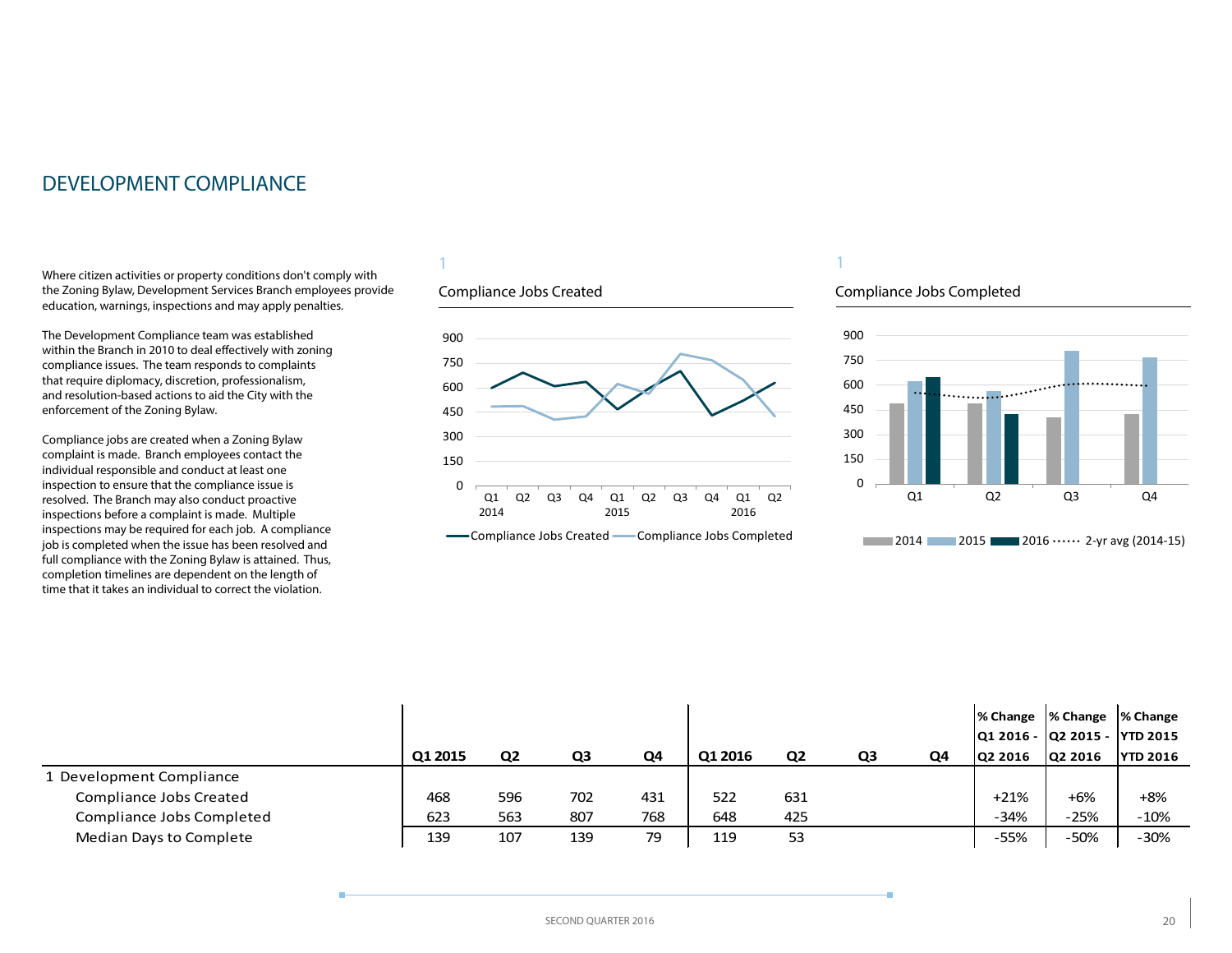# DEVELOPMENT COMPLIANCE

Where citizen activities or property conditions don't comply with the Zoning Bylaw, Development Services Branch employees provide education, warnings, inspections and may apply penalties.

The Development Compliance team was established within the Branch in 2010 to deal effectively with zoning compliance issues. The team responds to complaints that require diplomacy, discretion, professionalism, and resolution-based actions to aid the City with the enforcement of the Zoning Bylaw.

Compliance jobs are created when a Zoning Bylaw complaint is made. Branch employees contact the individual responsible and conduct at least one inspection to ensure that the compliance issue is resolved. The Branch may also conduct proactive inspections before a complaint is made. Multiple inspections may be required for each job. A compliance job is completed when the issue has been resolved and full compliance with the Zoning Bylaw is attained. Thus, completion timelines are dependent on the length of time that it takes an individual to correct the violation.

1

Compliance Jobs Created

1

Compliance Jobs Completed

| | Q1 2015 | Q2 | Q3 | Q4 | Q1 2016 | Q2 | Q3 | Q4 | % Change Q1 2016 - Q2 2016 | % Change Q2 2015 - Q2 2016 | % Change YTD 2015 YTD 2016 |
|---|---|---|---|---|---|---|---|---|---|---|---|
| 1 Development Compliance | | | | | | | | | | | |
| Compliance Jobs Created | 468 | 596 | 702 | 431 | 522 | 631 | | | +21% | +6% | +8% |
| Compliance Jobs Completed | 623 | 563 | 807 | 768 | 648 | 425 | | | -34% | -25% | -10% |
| Median Days to Complete | 139 | 107 | 139 | 79 | 119 | 53 | | | -55% | -50% | -30% |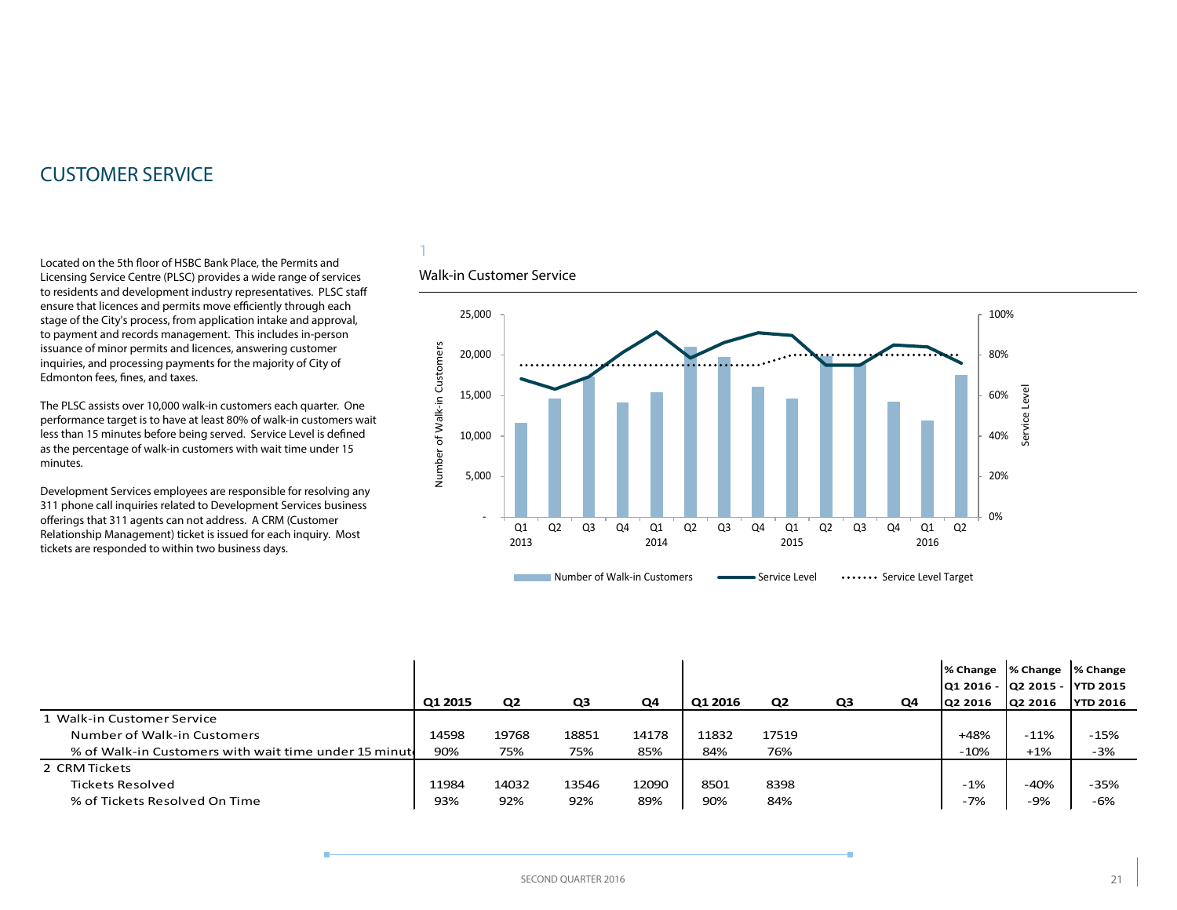# CUSTOMER SERVICE

Located on the 5th floor of HSBC Bank Place, the Permits and Licensing Service Centre (PLSC) provides a wide range of services to residents and development industry representatives. PLSC staff ensure that licences and permits move efficiently through each stage of the City's process, from application intake and approval, to payment and records management. This includes in-person issuance of minor permits and licences, answering customer inquiries, and processing payments for the majority of City of Edmonton fees, fines, and taxes.

The PLSC assists over 10,000 walk-in customers each quarter. One performance target is to have at least 80% of walk-in customers wait less than 15 minutes before being served. Service Level is defined as the percentage of walk-in customers with wait time under 15 minutes.

Development Services employees are responsible for resolving any 311 phone call inquiries related to Development Services business offerings that 311 agents can not address. A CRM (Customer Relationship Management) ticket is issued for each inquiry. Most tickets are responded to within two business days.

1

Walk-in Customer Service

| | Q1 2015 | Q2 | Q3 | Q4 | Q1 2016 | Q2 | Q3 | Q4 | % Change Q1 2016 - Q2 2016 | % Change Q2 2015 - Q2 2016 | % Change YTD 2015 YTD 2016 |
|---|---|---|---|---|---|---|---|---|---|---|---|
| 1 Walk-in Customer Service | | | | | | | | | | | |
| Number of Walk-in Customers | 14598 | 19768 | 18851 | 14178 | 11832 | 17519 | | | +48% | -11% | -15% |
| % of Walk-in Customers with wait time under 15 minut | 90% | 75% | 75% | 85% | 84% | 76% | | | -10% | +1% | -3% |
| 2 CRM Tickets | | | | | | | | | | | |
| Tickets Resolved | 11984 | 14032 | 13546 | 12090 | 8501 | 8398 | | | -1% | -40% | -35% |
| % of Tickets Resolved On Time | 93% | 92% | 92% | 89% | 90% | 84% | | | -7% | -9% | -6% |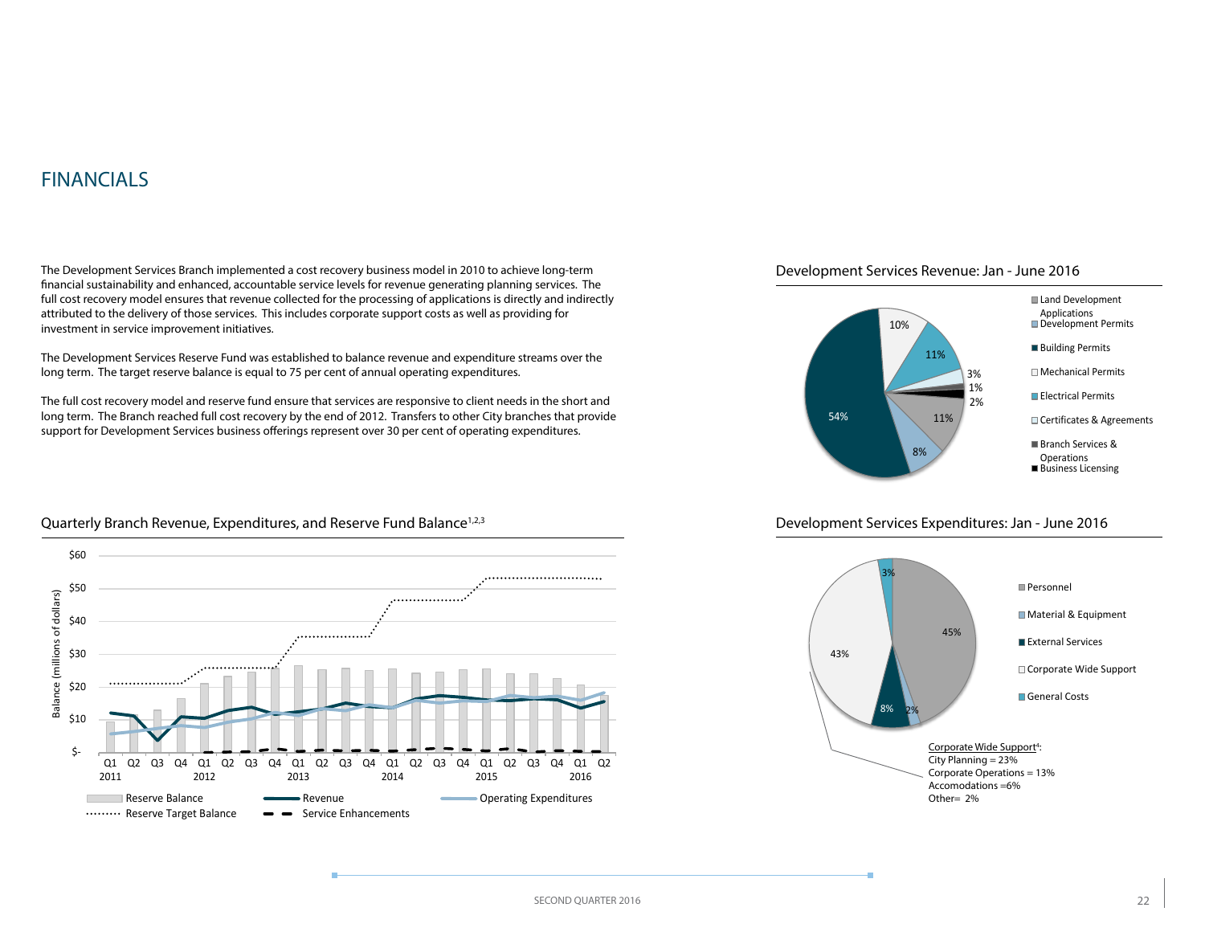# FINANCIALS

The Development Services Branch implemented a cost recovery business model in 2010 to achieve long-term financial sustainability and enhanced, accountable service levels for revenue generating planning services. The full cost recovery model ensures that revenue collected for the processing of applications is directly and indirectly attributed to the delivery of those services. This includes corporate support costs as well as providing for investment in service improvement initiatives.

The Development Services Reserve Fund was established to balance revenue and expenditure streams over the long term. The target reserve balance is equal to 75 per cent of annual operating expenditures.

The full cost recovery model and reserve fund ensure that services are responsive to client needs in the short and long term. The Branch reached full cost recovery by the end of 2012. Transfers to other City branches that provide support for Development Services business offerings represent over 30 per cent of operating expenditures.

## Quarterly Branch Revenue, Expenditures, and Reserve Fund Balance[1,2,3]

Balance (millions of dollars): $-, $10, $20, $30, $40, $50, $60

Q1 Q2 Q3 Q4 2011 · Q1 Q2 Q3 Q4 2012 · Q1 Q2 Q3 Q4 2013 · Q1 Q2 Q3 Q4 2014 · Q1 Q2 Q3 Q4 2015 · Q1 Q2 2016

Reserve Balance · Revenue · Operating Expenditures · Reserve Target Balance · Service Enhancements

## Development Services Revenue: Jan - June 2016

| Category | Share |
|---|---|
| Land Development Applications | 11% |
| Development Permits | 8% |
| Building Permits | 54% |
| Mechanical Permits | 10% |
| Electrical Permits | 11% |
| Certificates & Agreements | 3% |
| Branch Services & Operations | 1% |
| Business Licensing | 2% |

## Development Services Expenditures: Jan - June 2016

| Category | Share |
|---|---|
| Personnel | 45% |
| Material & Equipment | 2% |
| External Services | 8% |
| Corporate Wide Support | 43% |
| General Costs | 3% |

Corporate Wide Support[4]:
City Planning = 23%
Corporate Operations = 13%
Accomodations =6%
Other= 2%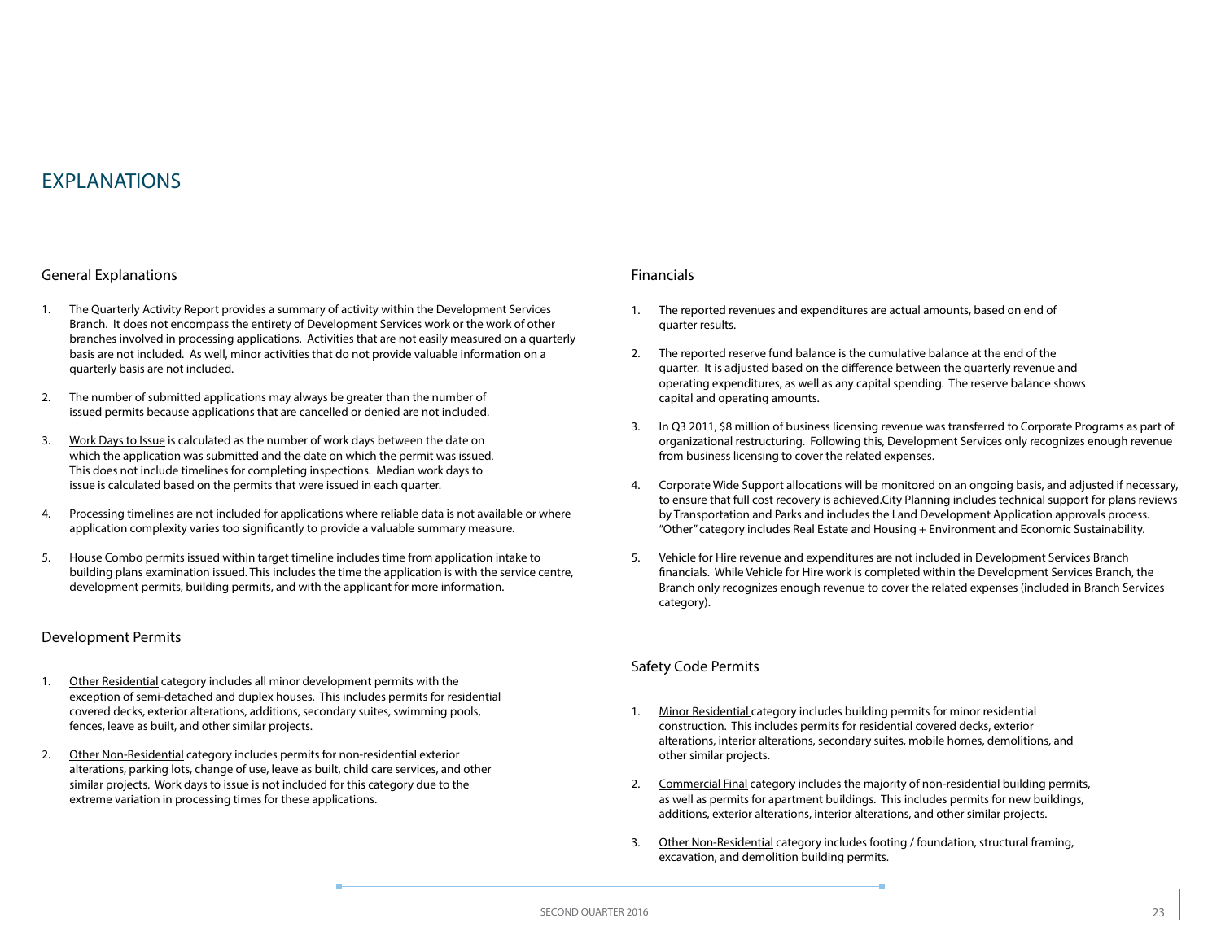# EXPLANATIONS

## General Explanations

1. The Quarterly Activity Report provides a summary of activity within the Development Services Branch. It does not encompass the entirety of Development Services work or the work of other branches involved in processing applications. Activities that are not easily measured on a quarterly basis are not included. As well, minor activities that do not provide valuable information on a quarterly basis are not included.

2. The number of submitted applications may always be greater than the number of issued permits because applications that are cancelled or denied are not included.

3. Work Days to Issue is calculated as the number of work days between the date on which the application was submitted and the date on which the permit was issued. This does not include timelines for completing inspections. Median work days to issue is calculated based on the permits that were issued in each quarter.

4. Processing timelines are not included for applications where reliable data is not available or where application complexity varies too significantly to provide a valuable summary measure.

5. House Combo permits issued within target timeline includes time from application intake to building plans examination issued. This includes the time the application is with the service centre, development permits, building permits, and with the applicant for more information.

## Development Permits

1. Other Residential category includes all minor development permits with the exception of semi-detached and duplex houses. This includes permits for residential covered decks, exterior alterations, additions, secondary suites, swimming pools, fences, leave as built, and other similar projects.

2. Other Non-Residential category includes permits for non-residential exterior alterations, parking lots, change of use, leave as built, child care services, and other similar projects. Work days to issue is not included for this category due to the extreme variation in processing times for these applications.

## Financials

1. The reported revenues and expenditures are actual amounts, based on end of quarter results.

2. The reported reserve fund balance is the cumulative balance at the end of the quarter. It is adjusted based on the difference between the quarterly revenue and operating expenditures, as well as any capital spending. The reserve balance shows capital and operating amounts.

3. In Q3 2011, $8 million of business licensing revenue was transferred to Corporate Programs as part of organizational restructuring. Following this, Development Services only recognizes enough revenue from business licensing to cover the related expenses.

4. Corporate Wide Support allocations will be monitored on an ongoing basis, and adjusted if necessary, to ensure that full cost recovery is achieved.City Planning includes technical support for plans reviews by Transportation and Parks and includes the Land Development Application approvals process. "Other" category includes Real Estate and Housing + Environment and Economic Sustainability.

5. Vehicle for Hire revenue and expenditures are not included in Development Services Branch financials. While Vehicle for Hire work is completed within the Development Services Branch, the Branch only recognizes enough revenue to cover the related expenses (included in Branch Services category).

## Safety Code Permits

1. Minor Residential category includes building permits for minor residential construction. This includes permits for residential covered decks, exterior alterations, interior alterations, secondary suites, mobile homes, demolitions, and other similar projects.

2. Commercial Final category includes the majority of non-residential building permits, as well as permits for apartment buildings. This includes permits for new buildings, additions, exterior alterations, interior alterations, and other similar projects.

3. Other Non-Residential category includes footing / foundation, structural framing, excavation, and demolition building permits.